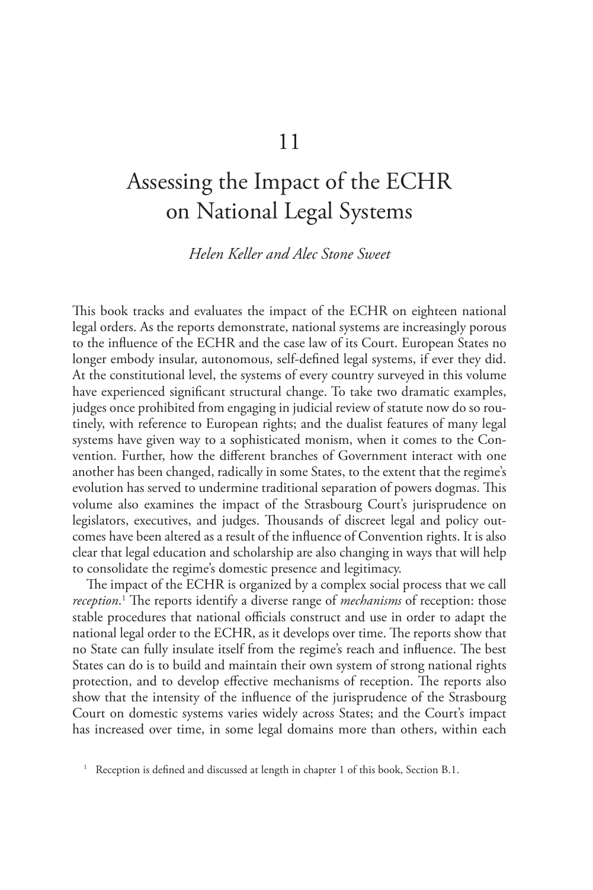# 11

# Assessing the Impact of the ECHR on National Legal Systems

*Helen Keller and Alec Stone Sweet*

This book tracks and evaluates the impact of the ECHR on eighteen national legal orders. As the reports demonstrate, national systems are increasingly porous to the influence of the ECHR and the case law of its Court. European States no longer embody insular, autonomous, self-defined legal systems, if ever they did. At the constitutional level, the systems of every country surveyed in this volume have experienced significant structural change. To take two dramatic examples, judges once prohibited from engaging in judicial review of statute now do so routinely, with reference to European rights; and the dualist features of many legal systems have given way to a sophisticated monism, when it comes to the Convention. Further, how the different branches of Government interact with one another has been changed, radically in some States, to the extent that the regime's evolution has served to undermine traditional separation of powers dogmas. This volume also examines the impact of the Strasbourg Court's jurisprudence on legislators, executives, and judges. Thousands of discreet legal and policy outcomes have been altered as a result of the influence of Convention rights. It is also clear that legal education and scholarship are also changing in ways that will help to consolidate the regime's domestic presence and legitimacy.

The impact of the ECHR is organized by a complex social process that we call *reception*.[1] The reports identify a diverse range of *mechanisms* of reception: those stable procedures that national officials construct and use in order to adapt the national legal order to the ECHR, as it develops over time. The reports show that no State can fully insulate itself from the regime's reach and influence. The best States can do is to build and maintain their own system of strong national rights protection, and to develop effective mechanisms of reception. The reports also show that the intensity of the influence of the jurisprudence of the Strasbourg Court on domestic systems varies widely across States; and the Court's impact has increased over time, in some legal domains more than others, within each

[1] Reception is defined and discussed at length in chapter 1 of this book, Section B.1.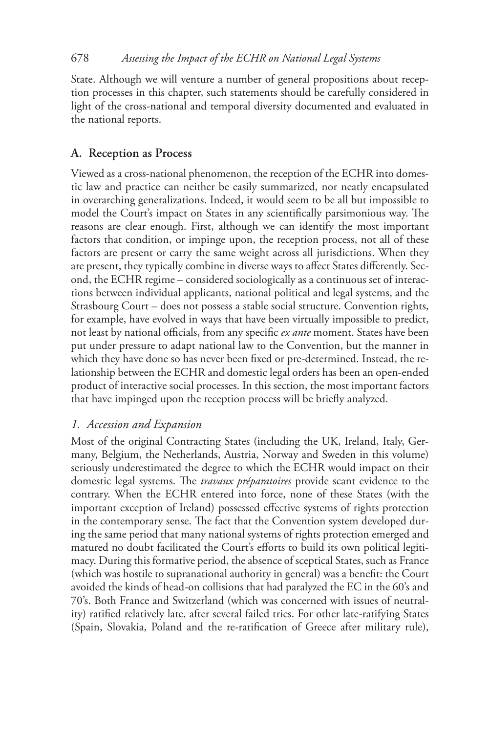State. Although we will venture a number of general propositions about reception processes in this chapter, such statements should be carefully considered in light of the cross-national and temporal diversity documented and evaluated in the national reports.

## A. Reception as Process

Viewed as a cross-national phenomenon, the reception of the ECHR into domestic law and practice can neither be easily summarized, nor neatly encapsulated in overarching generalizations. Indeed, it would seem to be all but impossible to model the Court's impact on States in any scientifically parsimonious way. The reasons are clear enough. First, although we can identify the most important factors that condition, or impinge upon, the reception process, not all of these factors are present or carry the same weight across all jurisdictions. When they are present, they typically combine in diverse ways to affect States differently. Second, the ECHR regime – considered sociologically as a continuous set of interactions between individual applicants, national political and legal systems, and the Strasbourg Court – does not possess a stable social structure. Convention rights, for example, have evolved in ways that have been virtually impossible to predict, not least by national officials, from any specific *ex ante* moment. States have been put under pressure to adapt national law to the Convention, but the manner in which they have done so has never been fixed or pre-determined. Instead, the relationship between the ECHR and domestic legal orders has been an open-ended product of interactive social processes. In this section, the most important factors that have impinged upon the reception process will be briefly analyzed.

### *1. Accession and Expansion*

Most of the original Contracting States (including the UK, Ireland, Italy, Germany, Belgium, the Netherlands, Austria, Norway and Sweden in this volume) seriously underestimated the degree to which the ECHR would impact on their domestic legal systems. The *travaux préparatoires* provide scant evidence to the contrary. When the ECHR entered into force, none of these States (with the important exception of Ireland) possessed effective systems of rights protection in the contemporary sense. The fact that the Convention system developed during the same period that many national systems of rights protection emerged and matured no doubt facilitated the Court's efforts to build its own political legitimacy. During this formative period, the absence of sceptical States, such as France (which was hostile to supranational authority in general) was a benefit: the Court avoided the kinds of head-on collisions that had paralyzed the EC in the 60's and 70's. Both France and Switzerland (which was concerned with issues of neutrality) ratified relatively late, after several failed tries. For other late-ratifying States (Spain, Slovakia, Poland and the re-ratification of Greece after military rule),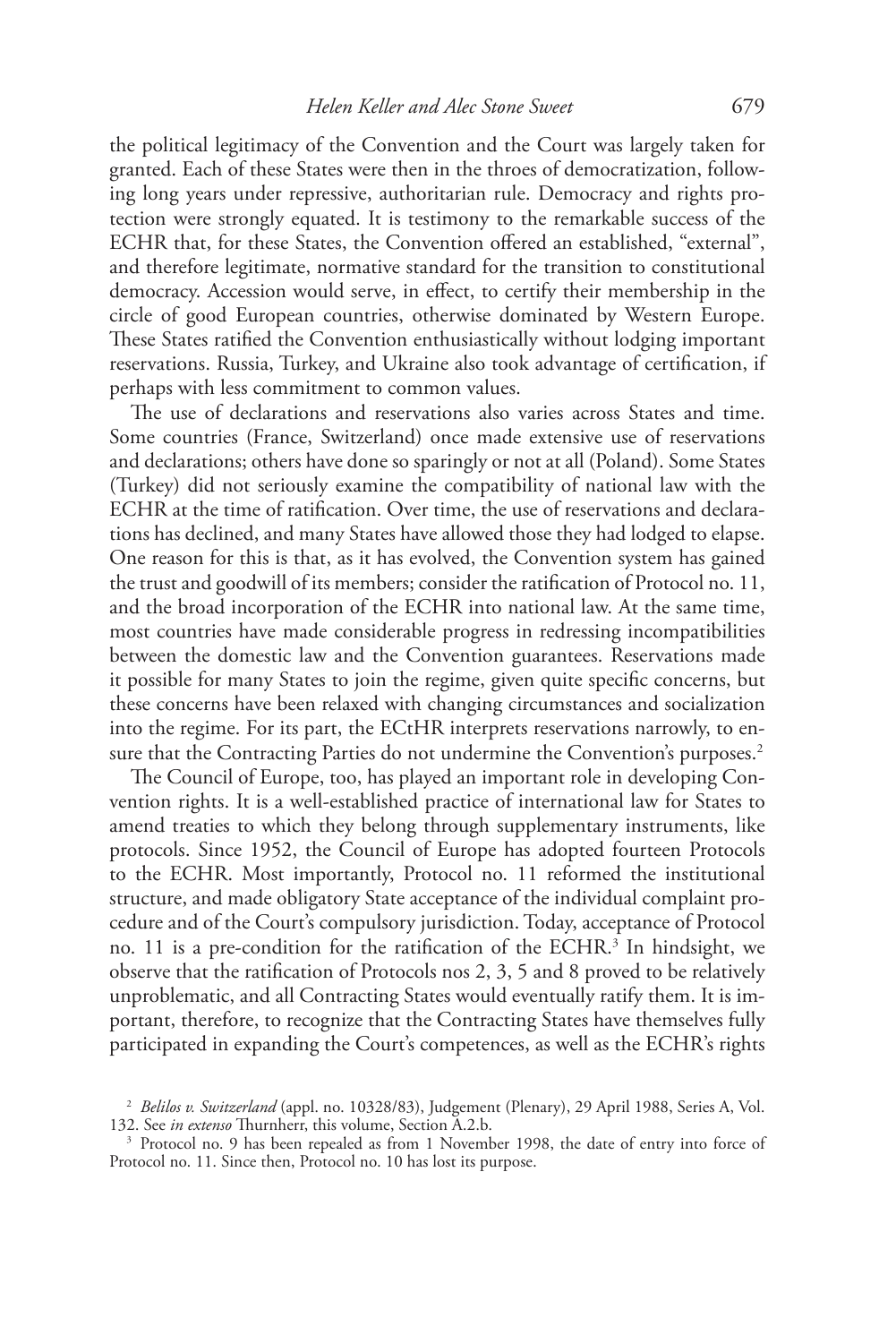the political legitimacy of the Convention and the Court was largely taken for granted. Each of these States were then in the throes of democratization, following long years under repressive, authoritarian rule. Democracy and rights protection were strongly equated. It is testimony to the remarkable success of the ECHR that, for these States, the Convention offered an established, "external", and therefore legitimate, normative standard for the transition to constitutional democracy. Accession would serve, in effect, to certify their membership in the circle of good European countries, otherwise dominated by Western Europe. These States ratified the Convention enthusiastically without lodging important reservations. Russia, Turkey, and Ukraine also took advantage of certification, if perhaps with less commitment to common values.

The use of declarations and reservations also varies across States and time. Some countries (France, Switzerland) once made extensive use of reservations and declarations; others have done so sparingly or not at all (Poland). Some States (Turkey) did not seriously examine the compatibility of national law with the ECHR at the time of ratification. Over time, the use of reservations and declarations has declined, and many States have allowed those they had lodged to elapse. One reason for this is that, as it has evolved, the Convention system has gained the trust and goodwill of its members; consider the ratification of Protocol no. 11, and the broad incorporation of the ECHR into national law. At the same time, most countries have made considerable progress in redressing incompatibilities between the domestic law and the Convention guarantees. Reservations made it possible for many States to join the regime, given quite specific concerns, but these concerns have been relaxed with changing circumstances and socialization into the regime. For its part, the ECtHR interprets reservations narrowly, to ensure that the Contracting Parties do not undermine the Convention's purposes.[2]

The Council of Europe, too, has played an important role in developing Convention rights. It is a well-established practice of international law for States to amend treaties to which they belong through supplementary instruments, like protocols. Since 1952, the Council of Europe has adopted fourteen Protocols to the ECHR. Most importantly, Protocol no. 11 reformed the institutional structure, and made obligatory State acceptance of the individual complaint procedure and of the Court's compulsory jurisdiction. Today, acceptance of Protocol no. 11 is a pre-condition for the ratification of the ECHR.[3] In hindsight, we observe that the ratification of Protocols nos 2, 3, 5 and 8 proved to be relatively unproblematic, and all Contracting States would eventually ratify them. It is important, therefore, to recognize that the Contracting States have themselves fully participated in expanding the Court's competences, as well as the ECHR's rights

[2] *Belilos v. Switzerland* (appl. no. 10328/83), Judgement (Plenary), 29 April 1988, Series A, Vol. 132. See *in extenso* Thurnherr, this volume, Section A.2.b.

[3] Protocol no. 9 has been repealed as from 1 November 1998, the date of entry into force of Protocol no. 11. Since then, Protocol no. 10 has lost its purpose.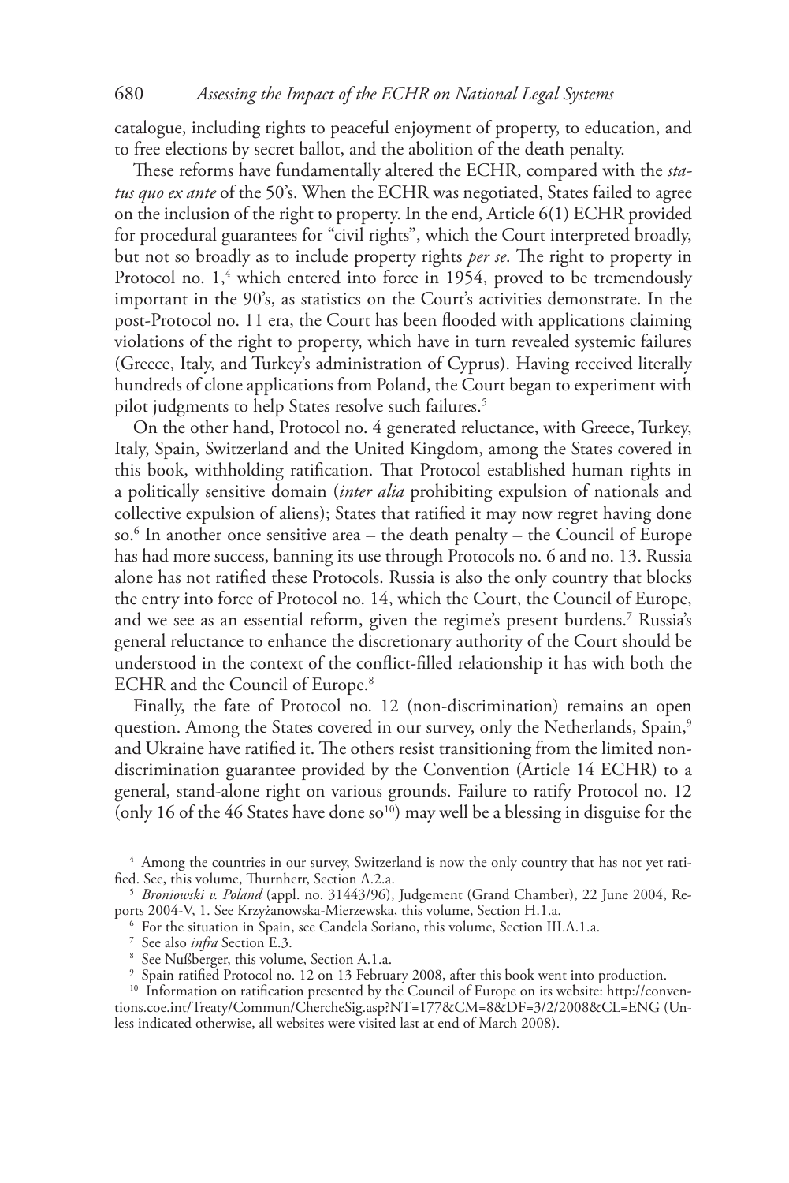catalogue, including rights to peaceful enjoyment of property, to education, and to free elections by secret ballot, and the abolition of the death penalty.

These reforms have fundamentally altered the ECHR, compared with the *status quo ex ante* of the 50's. When the ECHR was negotiated, States failed to agree on the inclusion of the right to property. In the end, Article 6(1) ECHR provided for procedural guarantees for "civil rights", which the Court interpreted broadly, but not so broadly as to include property rights *per se*. The right to property in Protocol no. 1,[4] which entered into force in 1954, proved to be tremendously important in the 90's, as statistics on the Court's activities demonstrate. In the post-Protocol no. 11 era, the Court has been flooded with applications claiming violations of the right to property, which have in turn revealed systemic failures (Greece, Italy, and Turkey's administration of Cyprus). Having received literally hundreds of clone applications from Poland, the Court began to experiment with pilot judgments to help States resolve such failures.[5]

On the other hand, Protocol no. 4 generated reluctance, with Greece, Turkey, Italy, Spain, Switzerland and the United Kingdom, among the States covered in this book, withholding ratification. That Protocol established human rights in a politically sensitive domain (*inter alia* prohibiting expulsion of nationals and collective expulsion of aliens); States that ratified it may now regret having done so.[6] In another once sensitive area – the death penalty – the Council of Europe has had more success, banning its use through Protocols no. 6 and no. 13. Russia alone has not ratified these Protocols. Russia is also the only country that blocks the entry into force of Protocol no. 14, which the Court, the Council of Europe, and we see as an essential reform, given the regime's present burdens.[7] Russia's general reluctance to enhance the discretionary authority of the Court should be understood in the context of the conflict-filled relationship it has with both the ECHR and the Council of Europe.[8]

Finally, the fate of Protocol no. 12 (non-discrimination) remains an open question. Among the States covered in our survey, only the Netherlands, Spain,[9] and Ukraine have ratified it. The others resist transitioning from the limited non-discrimination guarantee provided by the Convention (Article 14 ECHR) to a general, stand-alone right on various grounds. Failure to ratify Protocol no. 12 (only 16 of the 46 States have done so[10]) may well be a blessing in disguise for the

[4] Among the countries in our survey, Switzerland is now the only country that has not yet ratified. See, this volume, Thurnherr, Section A.2.a.

[5] *Broniowski v. Poland* (appl. no. 31443/96), Judgement (Grand Chamber), 22 June 2004, Reports 2004-V, 1. See Krzyżanowska-Mierzewska, this volume, Section H.1.a.

[6] For the situation in Spain, see Candela Soriano, this volume, Section III.A.1.a.

[7] See also *infra* Section E.3.

[8] See Nußberger, this volume, Section A.1.a.

[9] Spain ratified Protocol no. 12 on 13 February 2008, after this book went into production.

[10] Information on ratification presented by the Council of Europe on its website: http://conventions.coe.int/Treaty/Commun/ChercheSig.asp?NT=177&CM=8&DF=3/2/2008&CL=ENG (Unless indicated otherwise, all websites were visited last at end of March 2008).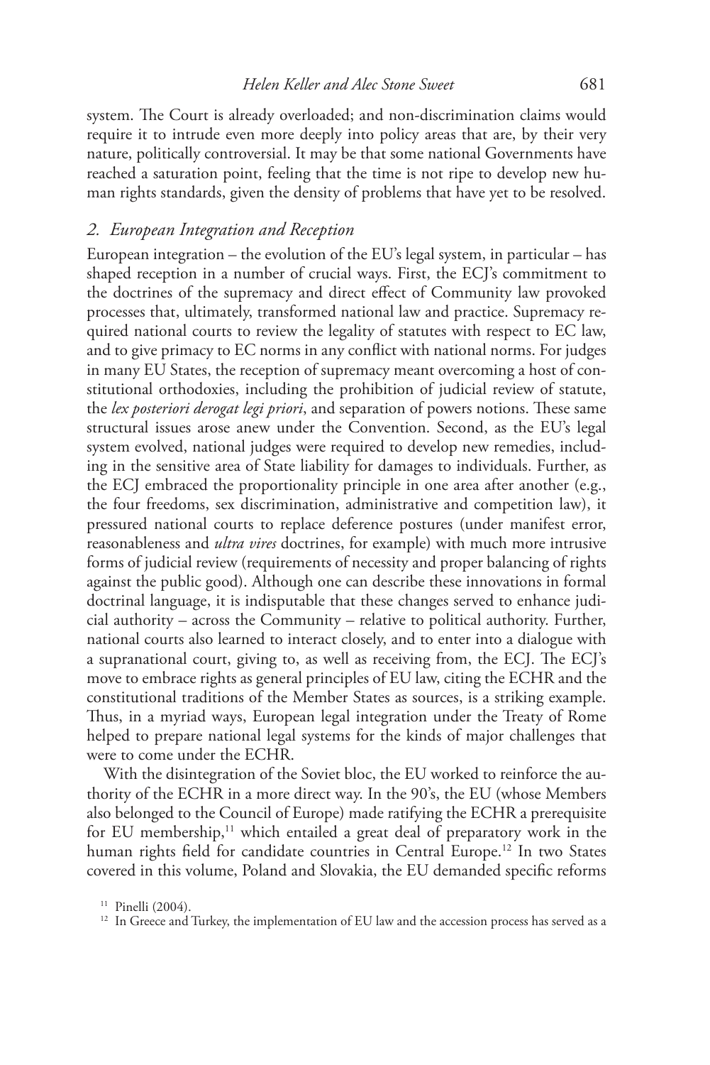system. The Court is already overloaded; and non-discrimination claims would require it to intrude even more deeply into policy areas that are, by their very nature, politically controversial. It may be that some national Governments have reached a saturation point, feeling that the time is not ripe to develop new human rights standards, given the density of problems that have yet to be resolved.

## *2. European Integration and Reception*

European integration – the evolution of the EU's legal system, in particular – has shaped reception in a number of crucial ways. First, the ECJ's commitment to the doctrines of the supremacy and direct effect of Community law provoked processes that, ultimately, transformed national law and practice. Supremacy required national courts to review the legality of statutes with respect to EC law, and to give primacy to EC norms in any conflict with national norms. For judges in many EU States, the reception of supremacy meant overcoming a host of constitutional orthodoxies, including the prohibition of judicial review of statute, the *lex posteriori derogat legi priori*, and separation of powers notions. These same structural issues arose anew under the Convention. Second, as the EU's legal system evolved, national judges were required to develop new remedies, including in the sensitive area of State liability for damages to individuals. Further, as the ECJ embraced the proportionality principle in one area after another (e.g., the four freedoms, sex discrimination, administrative and competition law), it pressured national courts to replace deference postures (under manifest error, reasonableness and *ultra vires* doctrines, for example) with much more intrusive forms of judicial review (requirements of necessity and proper balancing of rights against the public good). Although one can describe these innovations in formal doctrinal language, it is indisputable that these changes served to enhance judicial authority – across the Community – relative to political authority. Further, national courts also learned to interact closely, and to enter into a dialogue with a supranational court, giving to, as well as receiving from, the ECJ. The ECJ's move to embrace rights as general principles of EU law, citing the ECHR and the constitutional traditions of the Member States as sources, is a striking example. Thus, in a myriad ways, European legal integration under the Treaty of Rome helped to prepare national legal systems for the kinds of major challenges that were to come under the ECHR.

With the disintegration of the Soviet bloc, the EU worked to reinforce the authority of the ECHR in a more direct way. In the 90's, the EU (whose Members also belonged to the Council of Europe) made ratifying the ECHR a prerequisite for EU membership,[11] which entailed a great deal of preparatory work in the human rights field for candidate countries in Central Europe.[12] In two States covered in this volume, Poland and Slovakia, the EU demanded specific reforms

[11] Pinelli (2004).

[12] In Greece and Turkey, the implementation of EU law and the accession process has served as a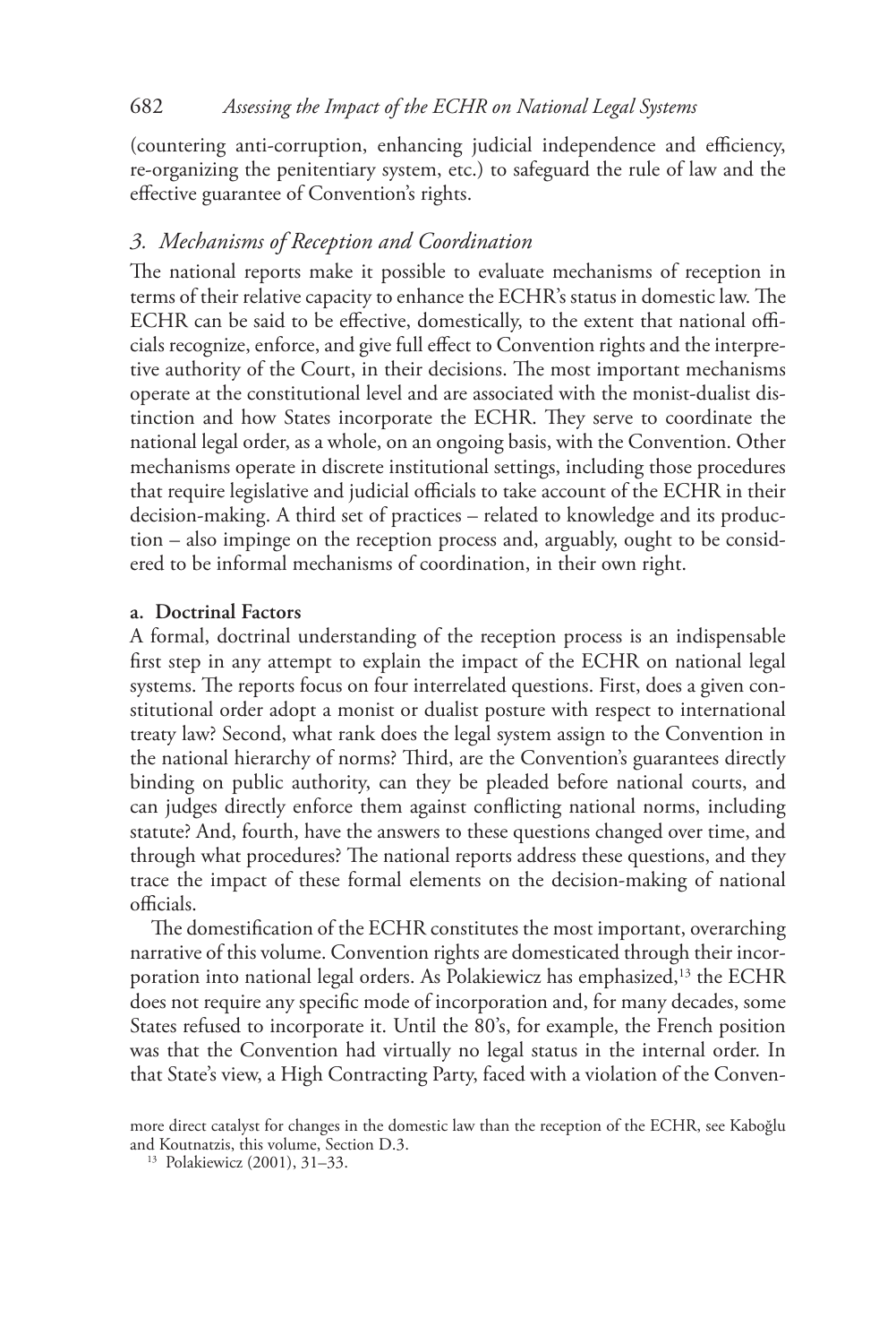(countering anti-corruption, enhancing judicial independence and efficiency, re-organizing the penitentiary system, etc.) to safeguard the rule of law and the effective guarantee of Convention's rights.

### *3. Mechanisms of Reception and Coordination*

The national reports make it possible to evaluate mechanisms of reception in terms of their relative capacity to enhance the ECHR's status in domestic law. The ECHR can be said to be effective, domestically, to the extent that national officials recognize, enforce, and give full effect to Convention rights and the interpretive authority of the Court, in their decisions. The most important mechanisms operate at the constitutional level and are associated with the monist-dualist distinction and how States incorporate the ECHR. They serve to coordinate the national legal order, as a whole, on an ongoing basis, with the Convention. Other mechanisms operate in discrete institutional settings, including those procedures that require legislative and judicial officials to take account of the ECHR in their decision-making. A third set of practices – related to knowledge and its production – also impinge on the reception process and, arguably, ought to be considered to be informal mechanisms of coordination, in their own right.

#### a. Doctrinal Factors

A formal, doctrinal understanding of the reception process is an indispensable first step in any attempt to explain the impact of the ECHR on national legal systems. The reports focus on four interrelated questions. First, does a given constitutional order adopt a monist or dualist posture with respect to international treaty law? Second, what rank does the legal system assign to the Convention in the national hierarchy of norms? Third, are the Convention's guarantees directly binding on public authority, can they be pleaded before national courts, and can judges directly enforce them against conflicting national norms, including statute? And, fourth, have the answers to these questions changed over time, and through what procedures? The national reports address these questions, and they trace the impact of these formal elements on the decision-making of national officials.

The domestification of the ECHR constitutes the most important, overarching narrative of this volume. Convention rights are domesticated through their incorporation into national legal orders. As Polakiewicz has emphasized,[13] the ECHR does not require any specific mode of incorporation and, for many decades, some States refused to incorporate it. Until the 80's, for example, the French position was that the Convention had virtually no legal status in the internal order. In that State's view, a High Contracting Party, faced with a violation of the Conven-

more direct catalyst for changes in the domestic law than the reception of the ECHR, see Kaboğlu and Koutnatzis, this volume, Section D.3.

[13] Polakiewicz (2001), 31–33.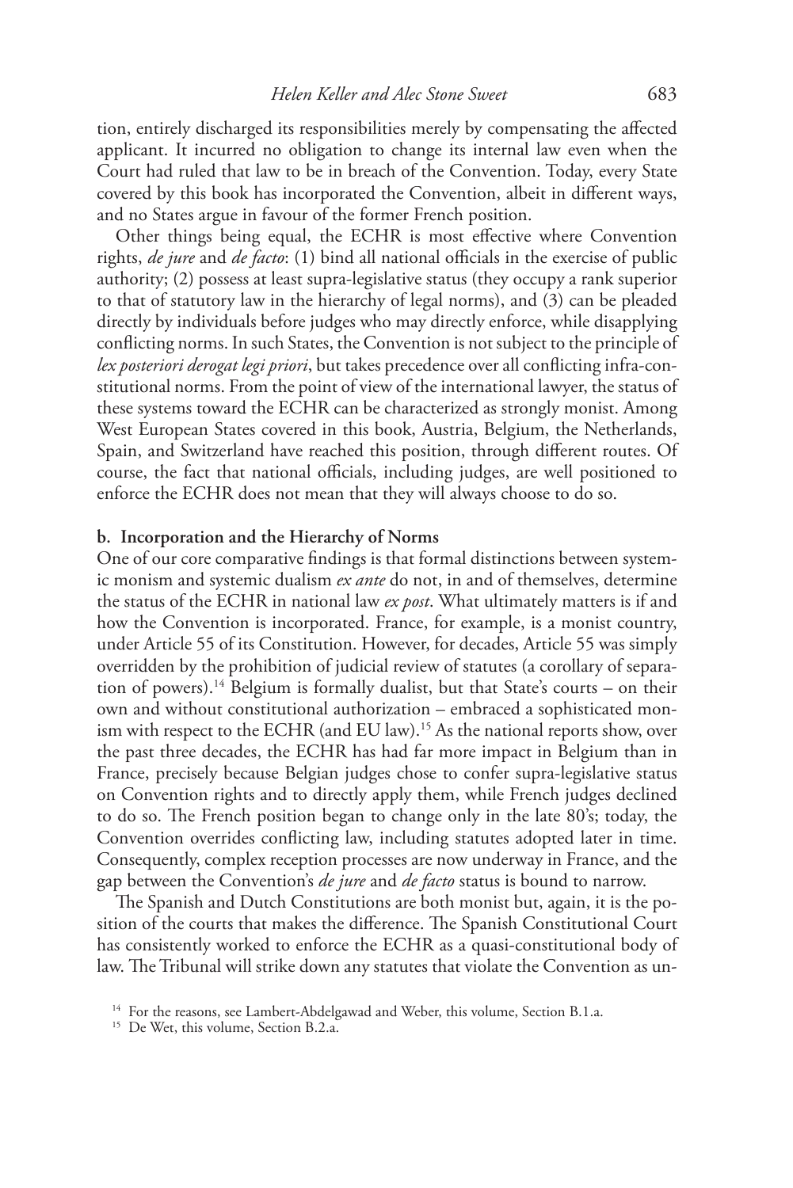tion, entirely discharged its responsibilities merely by compensating the affected applicant. It incurred no obligation to change its internal law even when the Court had ruled that law to be in breach of the Convention. Today, every State covered by this book has incorporated the Convention, albeit in different ways, and no States argue in favour of the former French position.

Other things being equal, the ECHR is most effective where Convention rights, *de jure* and *de facto*: (1) bind all national officials in the exercise of public authority; (2) possess at least supra-legislative status (they occupy a rank superior to that of statutory law in the hierarchy of legal norms), and (3) can be pleaded directly by individuals before judges who may directly enforce, while disapplying conflicting norms. In such States, the Convention is not subject to the principle of *lex posteriori derogat legi priori*, but takes precedence over all conflicting infra-constitutional norms. From the point of view of the international lawyer, the status of these systems toward the ECHR can be characterized as strongly monist. Among West European States covered in this book, Austria, Belgium, the Netherlands, Spain, and Switzerland have reached this position, through different routes. Of course, the fact that national officials, including judges, are well positioned to enforce the ECHR does not mean that they will always choose to do so.

#### b. Incorporation and the Hierarchy of Norms

One of our core comparative findings is that formal distinctions between systemic monism and systemic dualism *ex ante* do not, in and of themselves, determine the status of the ECHR in national law *ex post*. What ultimately matters is if and how the Convention is incorporated. France, for example, is a monist country, under Article 55 of its Constitution. However, for decades, Article 55 was simply overridden by the prohibition of judicial review of statutes (a corollary of separation of powers).[14] Belgium is formally dualist, but that State's courts – on their own and without constitutional authorization – embraced a sophisticated monism with respect to the ECHR (and EU law).[15] As the national reports show, over the past three decades, the ECHR has had far more impact in Belgium than in France, precisely because Belgian judges chose to confer supra-legislative status on Convention rights and to directly apply them, while French judges declined to do so. The French position began to change only in the late 80's; today, the Convention overrides conflicting law, including statutes adopted later in time. Consequently, complex reception processes are now underway in France, and the gap between the Convention's *de jure* and *de facto* status is bound to narrow.

The Spanish and Dutch Constitutions are both monist but, again, it is the position of the courts that makes the difference. The Spanish Constitutional Court has consistently worked to enforce the ECHR as a quasi-constitutional body of law. The Tribunal will strike down any statutes that violate the Convention as un-

[14] For the reasons, see Lambert-Abdelgawad and Weber, this volume, Section B.1.a.

[15] De Wet, this volume, Section B.2.a.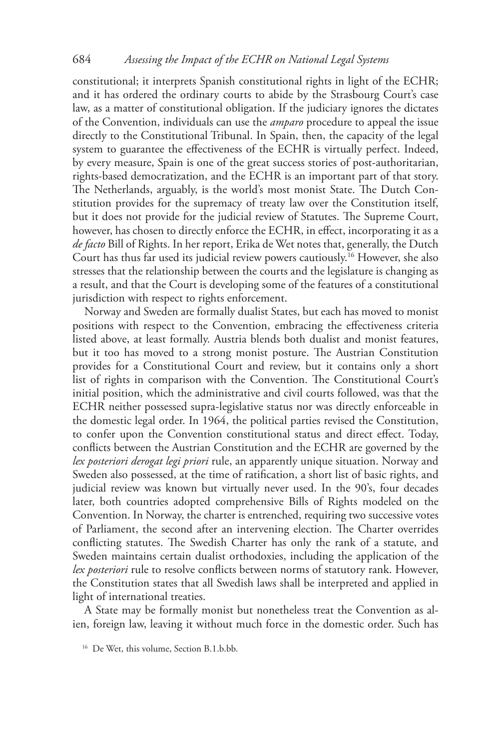constitutional; it interprets Spanish constitutional rights in light of the ECHR; and it has ordered the ordinary courts to abide by the Strasbourg Court's case law, as a matter of constitutional obligation. If the judiciary ignores the dictates of the Convention, individuals can use the *amparo* procedure to appeal the issue directly to the Constitutional Tribunal. In Spain, then, the capacity of the legal system to guarantee the effectiveness of the ECHR is virtually perfect. Indeed, by every measure, Spain is one of the great success stories of post-authoritarian, rights-based democratization, and the ECHR is an important part of that story. The Netherlands, arguably, is the world's most monist State. The Dutch Constitution provides for the supremacy of treaty law over the Constitution itself, but it does not provide for the judicial review of Statutes. The Supreme Court, however, has chosen to directly enforce the ECHR, in effect, incorporating it as a *de facto* Bill of Rights. In her report, Erika de Wet notes that, generally, the Dutch Court has thus far used its judicial review powers cautiously.[16] However, she also stresses that the relationship between the courts and the legislature is changing as a result, and that the Court is developing some of the features of a constitutional jurisdiction with respect to rights enforcement.

Norway and Sweden are formally dualist States, but each has moved to monist positions with respect to the Convention, embracing the effectiveness criteria listed above, at least formally. Austria blends both dualist and monist features, but it too has moved to a strong monist posture. The Austrian Constitution provides for a Constitutional Court and review, but it contains only a short list of rights in comparison with the Convention. The Constitutional Court's initial position, which the administrative and civil courts followed, was that the ECHR neither possessed supra-legislative status nor was directly enforceable in the domestic legal order. In 1964, the political parties revised the Constitution, to confer upon the Convention constitutional status and direct effect. Today, conflicts between the Austrian Constitution and the ECHR are governed by the *lex posteriori derogat legi priori* rule, an apparently unique situation. Norway and Sweden also possessed, at the time of ratification, a short list of basic rights, and judicial review was known but virtually never used. In the 90's, four decades later, both countries adopted comprehensive Bills of Rights modeled on the Convention. In Norway, the charter is entrenched, requiring two successive votes of Parliament, the second after an intervening election. The Charter overrides conflicting statutes. The Swedish Charter has only the rank of a statute, and Sweden maintains certain dualist orthodoxies, including the application of the *lex posteriori* rule to resolve conflicts between norms of statutory rank. However, the Constitution states that all Swedish laws shall be interpreted and applied in light of international treaties.

A State may be formally monist but nonetheless treat the Convention as alien, foreign law, leaving it without much force in the domestic order. Such has

[16] De Wet, this volume, Section B.1.b.bb.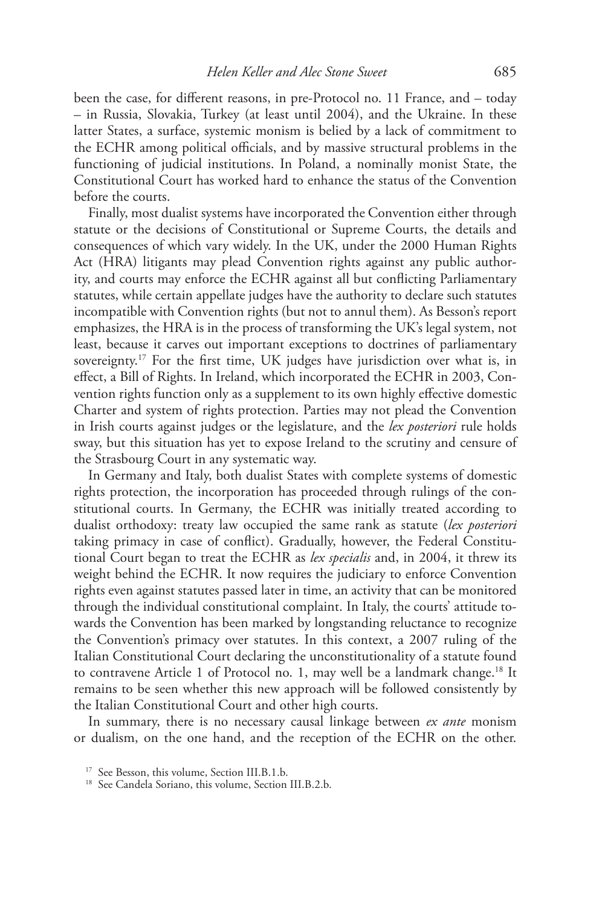been the case, for different reasons, in pre-Protocol no. 11 France, and – today – in Russia, Slovakia, Turkey (at least until 2004), and the Ukraine. In these latter States, a surface, systemic monism is belied by a lack of commitment to the ECHR among political officials, and by massive structural problems in the functioning of judicial institutions. In Poland, a nominally monist State, the Constitutional Court has worked hard to enhance the status of the Convention before the courts.

Finally, most dualist systems have incorporated the Convention either through statute or the decisions of Constitutional or Supreme Courts, the details and consequences of which vary widely. In the UK, under the 2000 Human Rights Act (HRA) litigants may plead Convention rights against any public authority, and courts may enforce the ECHR against all but conflicting Parliamentary statutes, while certain appellate judges have the authority to declare such statutes incompatible with Convention rights (but not to annul them). As Besson's report emphasizes, the HRA is in the process of transforming the UK's legal system, not least, because it carves out important exceptions to doctrines of parliamentary sovereignty.[17] For the first time, UK judges have jurisdiction over what is, in effect, a Bill of Rights. In Ireland, which incorporated the ECHR in 2003, Convention rights function only as a supplement to its own highly effective domestic Charter and system of rights protection. Parties may not plead the Convention in Irish courts against judges or the legislature, and the *lex posteriori* rule holds sway, but this situation has yet to expose Ireland to the scrutiny and censure of the Strasbourg Court in any systematic way.

In Germany and Italy, both dualist States with complete systems of domestic rights protection, the incorporation has proceeded through rulings of the constitutional courts. In Germany, the ECHR was initially treated according to dualist orthodoxy: treaty law occupied the same rank as statute (*lex posteriori* taking primacy in case of conflict). Gradually, however, the Federal Constitutional Court began to treat the ECHR as *lex specialis* and, in 2004, it threw its weight behind the ECHR. It now requires the judiciary to enforce Convention rights even against statutes passed later in time, an activity that can be monitored through the individual constitutional complaint. In Italy, the courts' attitude towards the Convention has been marked by longstanding reluctance to recognize the Convention's primacy over statutes. In this context, a 2007 ruling of the Italian Constitutional Court declaring the unconstitutionality of a statute found to contravene Article 1 of Protocol no. 1, may well be a landmark change.[18] It remains to be seen whether this new approach will be followed consistently by the Italian Constitutional Court and other high courts.

In summary, there is no necessary causal linkage between *ex ante* monism or dualism, on the one hand, and the reception of the ECHR on the other.

[17] See Besson, this volume, Section III.B.1.b.

[18] See Candela Soriano, this volume, Section III.B.2.b.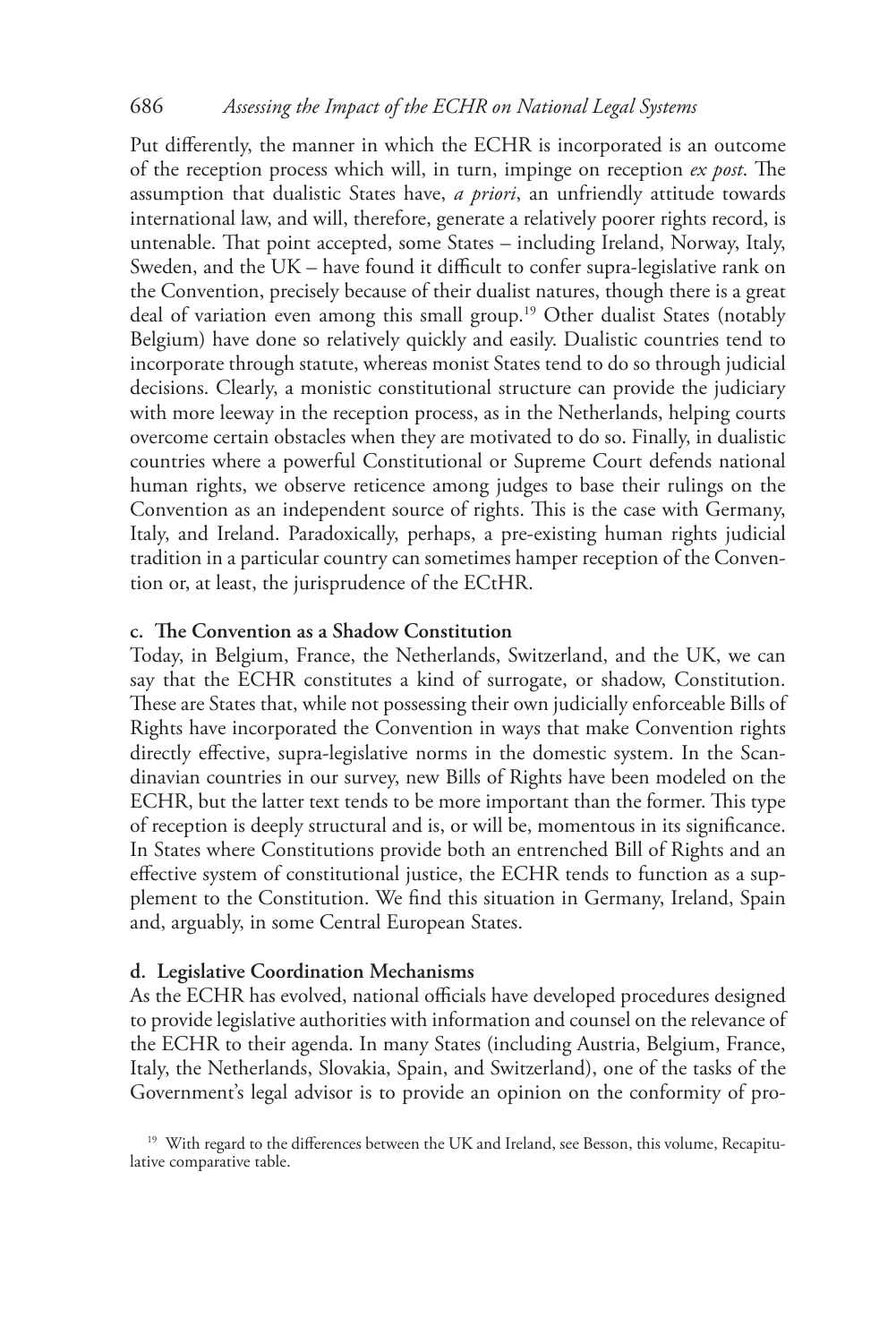Put differently, the manner in which the ECHR is incorporated is an outcome of the reception process which will, in turn, impinge on reception *ex post*. The assumption that dualistic States have, *a priori*, an unfriendly attitude towards international law, and will, therefore, generate a relatively poorer rights record, is untenable. That point accepted, some States – including Ireland, Norway, Italy, Sweden, and the UK – have found it difficult to confer supra-legislative rank on the Convention, precisely because of their dualist natures, though there is a great deal of variation even among this small group.[19] Other dualist States (notably Belgium) have done so relatively quickly and easily. Dualistic countries tend to incorporate through statute, whereas monist States tend to do so through judicial decisions. Clearly, a monistic constitutional structure can provide the judiciary with more leeway in the reception process, as in the Netherlands, helping courts overcome certain obstacles when they are motivated to do so. Finally, in dualistic countries where a powerful Constitutional or Supreme Court defends national human rights, we observe reticence among judges to base their rulings on the Convention as an independent source of rights. This is the case with Germany, Italy, and Ireland. Paradoxically, perhaps, a pre-existing human rights judicial tradition in a particular country can sometimes hamper reception of the Convention or, at least, the jurisprudence of the ECtHR.

#### c. The Convention as a Shadow Constitution

Today, in Belgium, France, the Netherlands, Switzerland, and the UK, we can say that the ECHR constitutes a kind of surrogate, or shadow, Constitution. These are States that, while not possessing their own judicially enforceable Bills of Rights have incorporated the Convention in ways that make Convention rights directly effective, supra-legislative norms in the domestic system. In the Scandinavian countries in our survey, new Bills of Rights have been modeled on the ECHR, but the latter text tends to be more important than the former. This type of reception is deeply structural and is, or will be, momentous in its significance. In States where Constitutions provide both an entrenched Bill of Rights and an effective system of constitutional justice, the ECHR tends to function as a supplement to the Constitution. We find this situation in Germany, Ireland, Spain and, arguably, in some Central European States.

#### d. Legislative Coordination Mechanisms

As the ECHR has evolved, national officials have developed procedures designed to provide legislative authorities with information and counsel on the relevance of the ECHR to their agenda. In many States (including Austria, Belgium, France, Italy, the Netherlands, Slovakia, Spain, and Switzerland), one of the tasks of the Government's legal advisor is to provide an opinion on the conformity of pro-

[19] With regard to the differences between the UK and Ireland, see Besson, this volume, Recapitulative comparative table.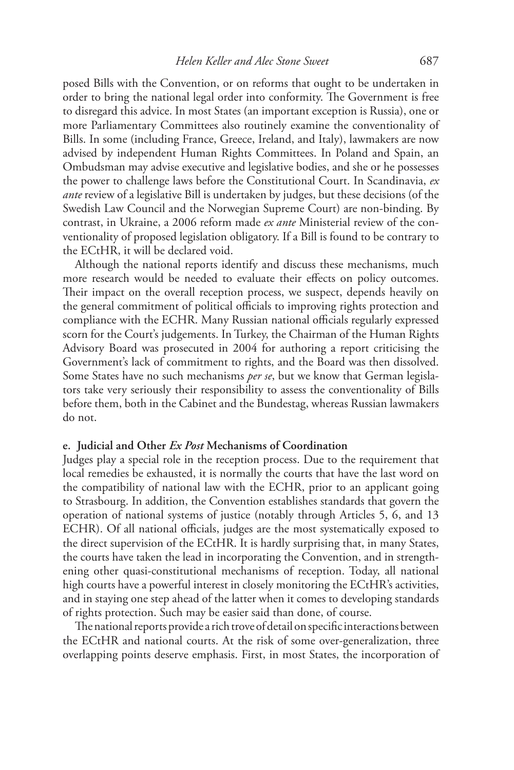posed Bills with the Convention, or on reforms that ought to be undertaken in order to bring the national legal order into conformity. The Government is free to disregard this advice. In most States (an important exception is Russia), one or more Parliamentary Committees also routinely examine the conventionality of Bills. In some (including France, Greece, Ireland, and Italy), lawmakers are now advised by independent Human Rights Committees. In Poland and Spain, an Ombudsman may advise executive and legislative bodies, and she or he possesses the power to challenge laws before the Constitutional Court. In Scandinavia, *ex ante* review of a legislative Bill is undertaken by judges, but these decisions (of the Swedish Law Council and the Norwegian Supreme Court) are non-binding. By contrast, in Ukraine, a 2006 reform made *ex ante* Ministerial review of the conventionality of proposed legislation obligatory. If a Bill is found to be contrary to the ECtHR, it will be declared void.

Although the national reports identify and discuss these mechanisms, much more research would be needed to evaluate their effects on policy outcomes. Their impact on the overall reception process, we suspect, depends heavily on the general commitment of political officials to improving rights protection and compliance with the ECHR. Many Russian national officials regularly expressed scorn for the Court's judgements. In Turkey, the Chairman of the Human Rights Advisory Board was prosecuted in 2004 for authoring a report criticising the Government's lack of commitment to rights, and the Board was then dissolved. Some States have no such mechanisms *per se*, but we know that German legislators take very seriously their responsibility to assess the conventionality of Bills before them, both in the Cabinet and the Bundestag, whereas Russian lawmakers do not.

#### e. Judicial and Other *Ex Post* Mechanisms of Coordination

Judges play a special role in the reception process. Due to the requirement that local remedies be exhausted, it is normally the courts that have the last word on the compatibility of national law with the ECHR, prior to an applicant going to Strasbourg. In addition, the Convention establishes standards that govern the operation of national systems of justice (notably through Articles 5, 6, and 13 ECHR). Of all national officials, judges are the most systematically exposed to the direct supervision of the ECtHR. It is hardly surprising that, in many States, the courts have taken the lead in incorporating the Convention, and in strengthening other quasi-constitutional mechanisms of reception. Today, all national high courts have a powerful interest in closely monitoring the ECtHR's activities, and in staying one step ahead of the latter when it comes to developing standards of rights protection. Such may be easier said than done, of course.

The national reports provide a rich trove of detail on specific interactions between the ECtHR and national courts. At the risk of some over-generalization, three overlapping points deserve emphasis. First, in most States, the incorporation of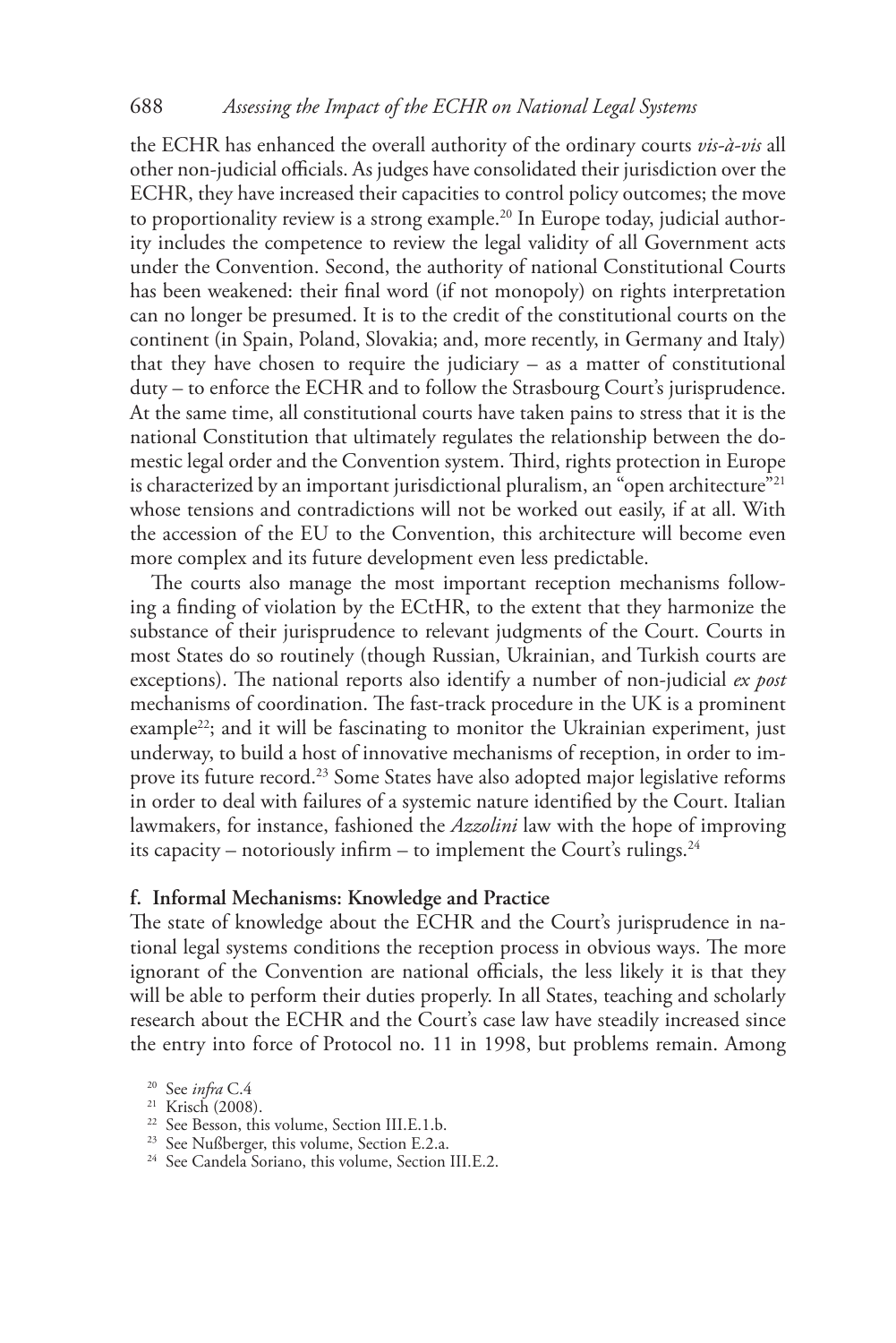the ECHR has enhanced the overall authority of the ordinary courts *vis-à-vis* all other non-judicial officials. As judges have consolidated their jurisdiction over the ECHR, they have increased their capacities to control policy outcomes; the move to proportionality review is a strong example.[20] In Europe today, judicial authority includes the competence to review the legal validity of all Government acts under the Convention. Second, the authority of national Constitutional Courts has been weakened: their final word (if not monopoly) on rights interpretation can no longer be presumed. It is to the credit of the constitutional courts on the continent (in Spain, Poland, Slovakia; and, more recently, in Germany and Italy) that they have chosen to require the judiciary – as a matter of constitutional duty – to enforce the ECHR and to follow the Strasbourg Court's jurisprudence. At the same time, all constitutional courts have taken pains to stress that it is the national Constitution that ultimately regulates the relationship between the domestic legal order and the Convention system. Third, rights protection in Europe is characterized by an important jurisdictional pluralism, an "open architecture"[21] whose tensions and contradictions will not be worked out easily, if at all. With the accession of the EU to the Convention, this architecture will become even more complex and its future development even less predictable.

The courts also manage the most important reception mechanisms following a finding of violation by the ECtHR, to the extent that they harmonize the substance of their jurisprudence to relevant judgments of the Court. Courts in most States do so routinely (though Russian, Ukrainian, and Turkish courts are exceptions). The national reports also identify a number of non-judicial *ex post* mechanisms of coordination. The fast-track procedure in the UK is a prominent example[22]; and it will be fascinating to monitor the Ukrainian experiment, just underway, to build a host of innovative mechanisms of reception, in order to improve its future record.[23] Some States have also adopted major legislative reforms in order to deal with failures of a systemic nature identified by the Court. Italian lawmakers, for instance, fashioned the *Azzolini* law with the hope of improving its capacity – notoriously infirm – to implement the Court's rulings.[24]

#### f. Informal Mechanisms: Knowledge and Practice

The state of knowledge about the ECHR and the Court's jurisprudence in national legal systems conditions the reception process in obvious ways. The more ignorant of the Convention are national officials, the less likely it is that they will be able to perform their duties properly. In all States, teaching and scholarly research about the ECHR and the Court's case law have steadily increased since the entry into force of Protocol no. 11 in 1998, but problems remain. Among

[20] See *infra* C.4

[21] Krisch (2008).

[22] See Besson, this volume, Section III.E.1.b.

[23] See Nußberger, this volume, Section E.2.a.

[24] See Candela Soriano, this volume, Section III.E.2.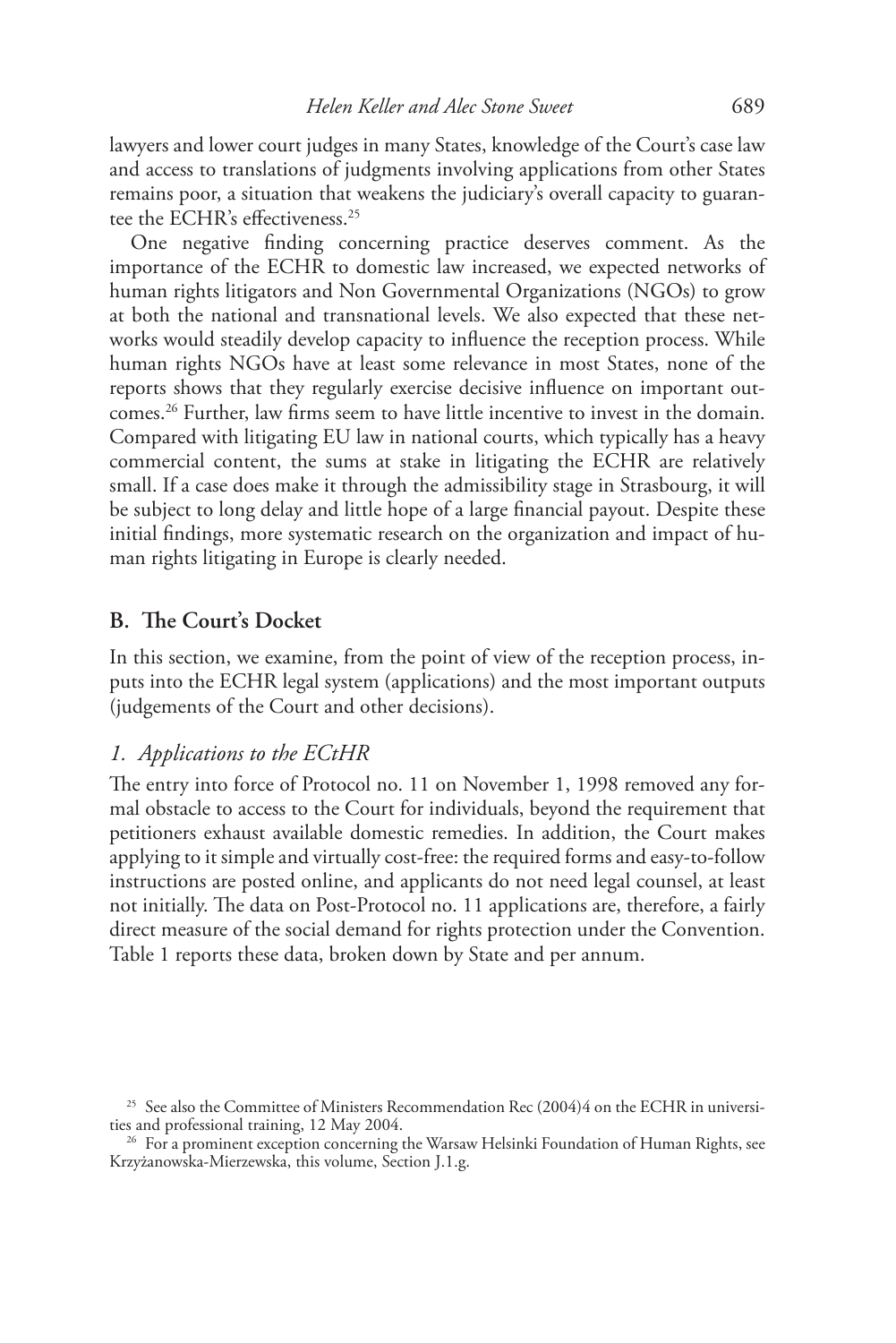lawyers and lower court judges in many States, knowledge of the Court's case law and access to translations of judgments involving applications from other States remains poor, a situation that weakens the judiciary's overall capacity to guarantee the ECHR's effectiveness.[25]

One negative finding concerning practice deserves comment. As the importance of the ECHR to domestic law increased, we expected networks of human rights litigators and Non Governmental Organizations (NGOs) to grow at both the national and transnational levels. We also expected that these networks would steadily develop capacity to influence the reception process. While human rights NGOs have at least some relevance in most States, none of the reports shows that they regularly exercise decisive influence on important outcomes.[26] Further, law firms seem to have little incentive to invest in the domain. Compared with litigating EU law in national courts, which typically has a heavy commercial content, the sums at stake in litigating the ECHR are relatively small. If a case does make it through the admissibility stage in Strasbourg, it will be subject to long delay and little hope of a large financial payout. Despite these initial findings, more systematic research on the organization and impact of human rights litigating in Europe is clearly needed.

## B. The Court's Docket

In this section, we examine, from the point of view of the reception process, inputs into the ECHR legal system (applications) and the most important outputs (judgements of the Court and other decisions).

### *1. Applications to the ECtHR*

The entry into force of Protocol no. 11 on November 1, 1998 removed any formal obstacle to access to the Court for individuals, beyond the requirement that petitioners exhaust available domestic remedies. In addition, the Court makes applying to it simple and virtually cost-free: the required forms and easy-to-follow instructions are posted online, and applicants do not need legal counsel, at least not initially. The data on Post-Protocol no. 11 applications are, therefore, a fairly direct measure of the social demand for rights protection under the Convention. Table 1 reports these data, broken down by State and per annum.

[25] See also the Committee of Ministers Recommendation Rec (2004)4 on the ECHR in universities and professional training, 12 May 2004.

[26] For a prominent exception concerning the Warsaw Helsinki Foundation of Human Rights, see Krzyżanowska-Mierzewska, this volume, Section J.1.g.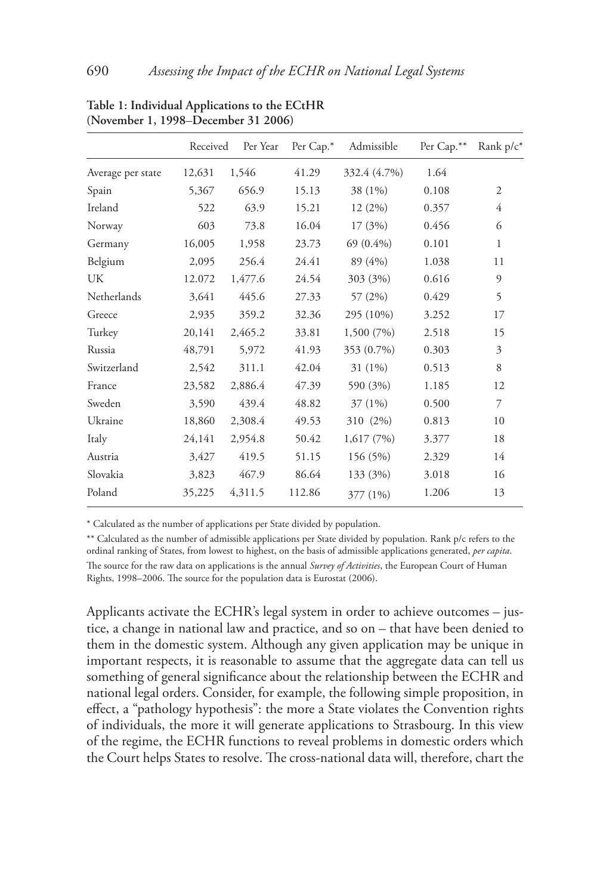**Table 1: Individual Applications to the ECtHR (November 1, 1998–December 31 2006)**

| | Received | Per Year | Per Cap.* | Admissible | Per Cap.** | Rank p/c* |
|---|---|---|---|---|---|---|
| Average per state | 12,631 | 1,546 | 41.29 | 332.4 (4.7%) | 1.64 | |
| Spain | 5,367 | 656.9 | 15.13 | 38 (1%) | 0.108 | 2 |
| Ireland | 522 | 63.9 | 15.21 | 12 (2%) | 0.357 | 4 |
| Norway | 603 | 73.8 | 16.04 | 17 (3%) | 0.456 | 6 |
| Germany | 16,005 | 1,958 | 23.73 | 69 (0.4%) | 0.101 | 1 |
| Belgium | 2,095 | 256.4 | 24.41 | 89 (4%) | 1.038 | 11 |
| UK | 12.072 | 1,477.6 | 24.54 | 303 (3%) | 0.616 | 9 |
| Netherlands | 3,641 | 445.6 | 27.33 | 57 (2%) | 0.429 | 5 |
| Greece | 2,935 | 359.2 | 32.36 | 295 (10%) | 3.252 | 17 |
| Turkey | 20,141 | 2,465.2 | 33.81 | 1,500 (7%) | 2.518 | 15 |
| Russia | 48,791 | 5,972 | 41.93 | 353 (0.7%) | 0.303 | 3 |
| Switzerland | 2,542 | 311.1 | 42.04 | 31 (1%) | 0.513 | 8 |
| France | 23,582 | 2,886.4 | 47.39 | 590 (3%) | 1.185 | 12 |
| Sweden | 3,590 | 439.4 | 48.82 | 37 (1%) | 0.500 | 7 |
| Ukraine | 18,860 | 2,308.4 | 49.53 | 310 (2%) | 0.813 | 10 |
| Italy | 24,141 | 2,954.8 | 50.42 | 1,617 (7%) | 3.377 | 18 |
| Austria | 3,427 | 419.5 | 51.15 | 156 (5%) | 2.329 | 14 |
| Slovakia | 3,823 | 467.9 | 86.64 | 133 (3%) | 3.018 | 16 |
| Poland | 35,225 | 4,311.5 | 112.86 | 377 (1%) | 1.206 | 13 |

* Calculated as the number of applications per State divided by population.

** Calculated as the number of admissible applications per State divided by population. Rank p/c refers to the ordinal ranking of States, from lowest to highest, on the basis of admissible applications generated, *per capita*.

The source for the raw data on applications is the annual *Survey of Activities*, the European Court of Human Rights, 1998–2006. The source for the population data is Eurostat (2006).

Applicants activate the ECHR's legal system in order to achieve outcomes – justice, a change in national law and practice, and so on – that have been denied to them in the domestic system. Although any given application may be unique in important respects, it is reasonable to assume that the aggregate data can tell us something of general significance about the relationship between the ECHR and national legal orders. Consider, for example, the following simple proposition, in effect, a "pathology hypothesis": the more a State violates the Convention rights of individuals, the more it will generate applications to Strasbourg. In this view of the regime, the ECHR functions to reveal problems in domestic orders which the Court helps States to resolve. The cross-national data will, therefore, chart the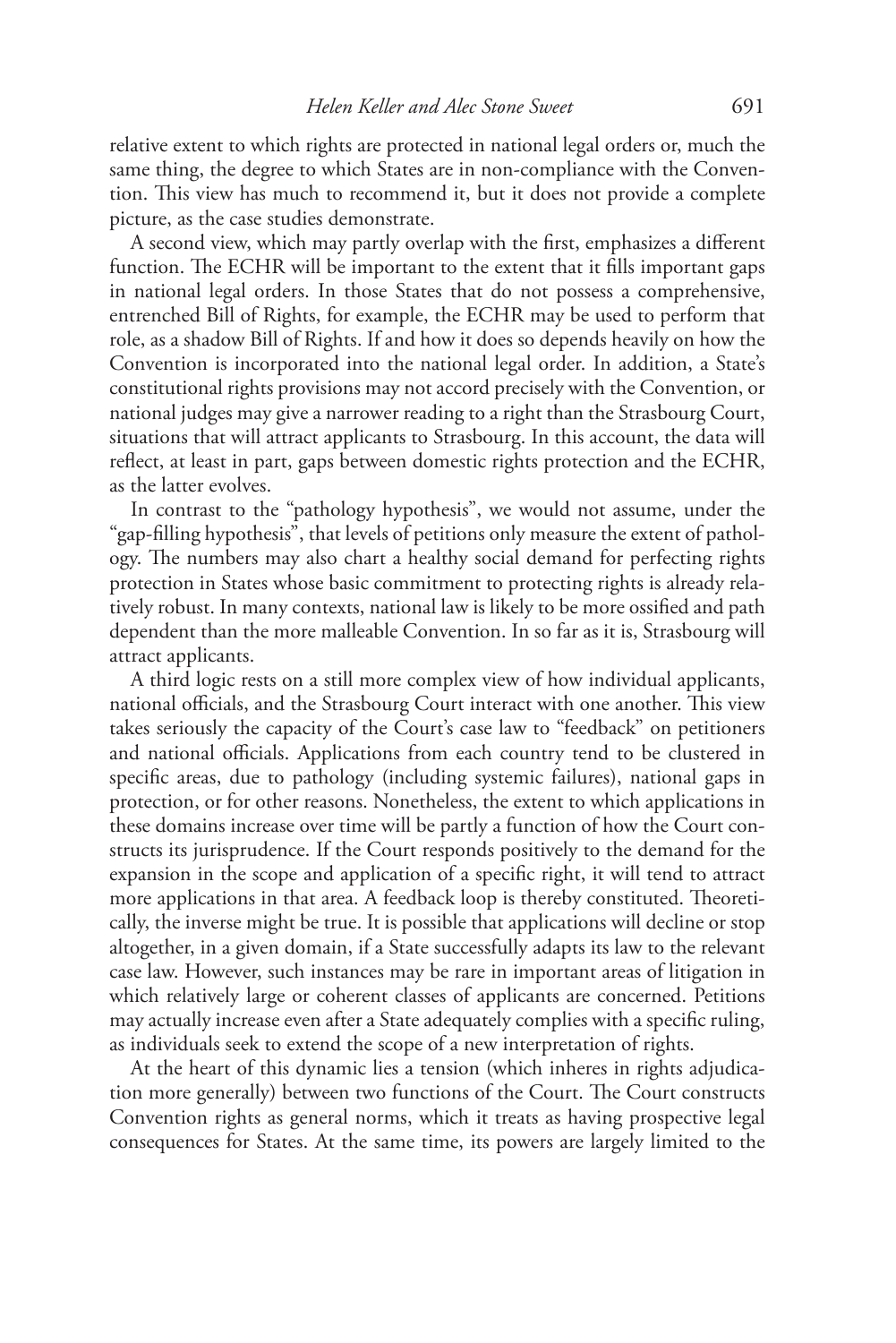relative extent to which rights are protected in national legal orders or, much the same thing, the degree to which States are in non-compliance with the Convention. This view has much to recommend it, but it does not provide a complete picture, as the case studies demonstrate.

A second view, which may partly overlap with the first, emphasizes a different function. The ECHR will be important to the extent that it fills important gaps in national legal orders. In those States that do not possess a comprehensive, entrenched Bill of Rights, for example, the ECHR may be used to perform that role, as a shadow Bill of Rights. If and how it does so depends heavily on how the Convention is incorporated into the national legal order. In addition, a State's constitutional rights provisions may not accord precisely with the Convention, or national judges may give a narrower reading to a right than the Strasbourg Court, situations that will attract applicants to Strasbourg. In this account, the data will reflect, at least in part, gaps between domestic rights protection and the ECHR, as the latter evolves.

In contrast to the "pathology hypothesis", we would not assume, under the "gap-filling hypothesis", that levels of petitions only measure the extent of pathology. The numbers may also chart a healthy social demand for perfecting rights protection in States whose basic commitment to protecting rights is already relatively robust. In many contexts, national law is likely to be more ossified and path dependent than the more malleable Convention. In so far as it is, Strasbourg will attract applicants.

A third logic rests on a still more complex view of how individual applicants, national officials, and the Strasbourg Court interact with one another. This view takes seriously the capacity of the Court's case law to "feedback" on petitioners and national officials. Applications from each country tend to be clustered in specific areas, due to pathology (including systemic failures), national gaps in protection, or for other reasons. Nonetheless, the extent to which applications in these domains increase over time will be partly a function of how the Court constructs its jurisprudence. If the Court responds positively to the demand for the expansion in the scope and application of a specific right, it will tend to attract more applications in that area. A feedback loop is thereby constituted. Theoretically, the inverse might be true. It is possible that applications will decline or stop altogether, in a given domain, if a State successfully adapts its law to the relevant case law. However, such instances may be rare in important areas of litigation in which relatively large or coherent classes of applicants are concerned. Petitions may actually increase even after a State adequately complies with a specific ruling, as individuals seek to extend the scope of a new interpretation of rights.

At the heart of this dynamic lies a tension (which inheres in rights adjudication more generally) between two functions of the Court. The Court constructs Convention rights as general norms, which it treats as having prospective legal consequences for States. At the same time, its powers are largely limited to the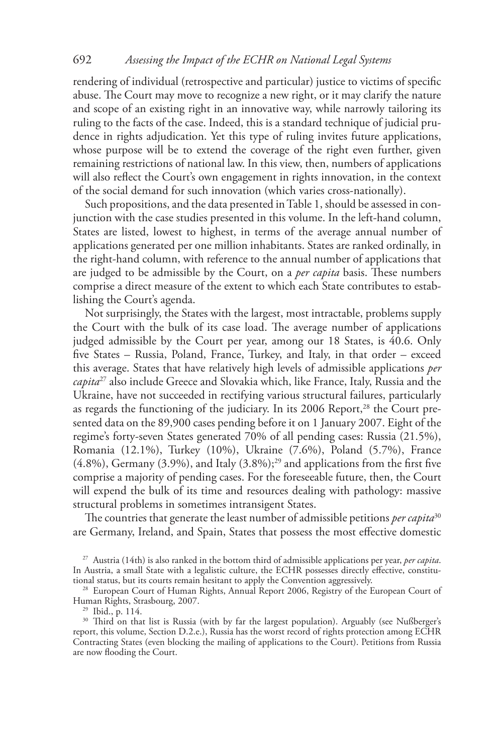rendering of individual (retrospective and particular) justice to victims of specific abuse. The Court may move to recognize a new right, or it may clarify the nature and scope of an existing right in an innovative way, while narrowly tailoring its ruling to the facts of the case. Indeed, this is a standard technique of judicial prudence in rights adjudication. Yet this type of ruling invites future applications, whose purpose will be to extend the coverage of the right even further, given remaining restrictions of national law. In this view, then, numbers of applications will also reflect the Court's own engagement in rights innovation, in the context of the social demand for such innovation (which varies cross-nationally).

Such propositions, and the data presented in Table 1, should be assessed in conjunction with the case studies presented in this volume. In the left-hand column, States are listed, lowest to highest, in terms of the average annual number of applications generated per one million inhabitants. States are ranked ordinally, in the right-hand column, with reference to the annual number of applications that are judged to be admissible by the Court, on a *per capita* basis. These numbers comprise a direct measure of the extent to which each State contributes to establishing the Court's agenda.

Not surprisingly, the States with the largest, most intractable, problems supply the Court with the bulk of its case load. The average number of applications judged admissible by the Court per year, among our 18 States, is 40.6. Only five States – Russia, Poland, France, Turkey, and Italy, in that order – exceed this average. States that have relatively high levels of admissible applications *per capita*[27] also include Greece and Slovakia which, like France, Italy, Russia and the Ukraine, have not succeeded in rectifying various structural failures, particularly as regards the functioning of the judiciary. In its 2006 Report,[28] the Court presented data on the 89,900 cases pending before it on 1 January 2007. Eight of the regime's forty-seven States generated 70% of all pending cases: Russia (21.5%), Romania (12.1%), Turkey (10%), Ukraine (7.6%), Poland (5.7%), France (4.8%), Germany (3.9%), and Italy (3.8%);[29] and applications from the first five comprise a majority of pending cases. For the foreseeable future, then, the Court will expend the bulk of its time and resources dealing with pathology: massive structural problems in sometimes intransigent States.

The countries that generate the least number of admissible petitions *per capita*[30] are Germany, Ireland, and Spain, States that possess the most effective domestic

[27] Austria (14th) is also ranked in the bottom third of admissible applications per year, *per capita*. In Austria, a small State with a legalistic culture, the ECHR possesses directly effective, constitutional status, but its courts remain hesitant to apply the Convention aggressively.

[28] European Court of Human Rights, Annual Report 2006, Registry of the European Court of Human Rights, Strasbourg, 2007.

[29] Ibid., p. 114.

[30] Third on that list is Russia (with by far the largest population). Arguably (see Nußberger's report, this volume, Section D.2.e.), Russia has the worst record of rights protection among ECHR Contracting States (even blocking the mailing of applications to the Court). Petitions from Russia are now flooding the Court.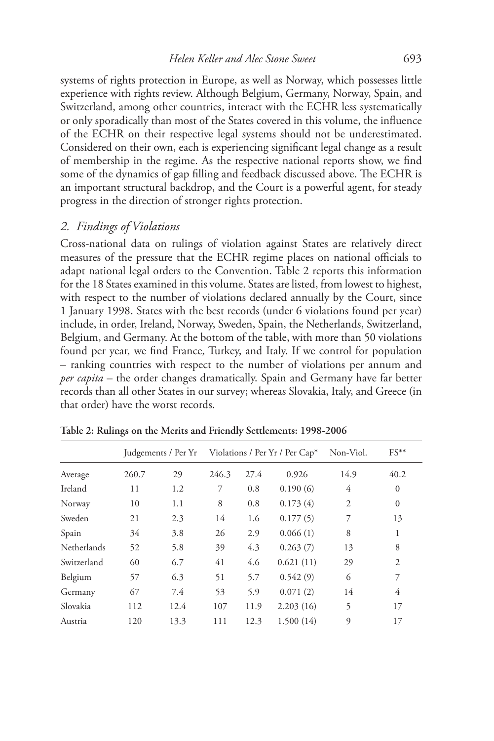systems of rights protection in Europe, as well as Norway, which possesses little experience with rights review. Although Belgium, Germany, Norway, Spain, and Switzerland, among other countries, interact with the ECHR less systematically or only sporadically than most of the States covered in this volume, the influence of the ECHR on their respective legal systems should not be underestimated. Considered on their own, each is experiencing significant legal change as a result of membership in the regime. As the respective national reports show, we find some of the dynamics of gap filling and feedback discussed above. The ECHR is an important structural backdrop, and the Court is a powerful agent, for steady progress in the direction of stronger rights protection.

## *2. Findings of Violations*

Cross-national data on rulings of violation against States are relatively direct measures of the pressure that the ECHR regime places on national officials to adapt national legal orders to the Convention. Table 2 reports this information for the 18 States examined in this volume. States are listed, from lowest to highest, with respect to the number of violations declared annually by the Court, since 1 January 1998. States with the best records (under 6 violations found per year) include, in order, Ireland, Norway, Sweden, Spain, the Netherlands, Switzerland, Belgium, and Germany. At the bottom of the table, with more than 50 violations found per year, we find France, Turkey, and Italy. If we control for population – ranking countries with respect to the number of violations per annum and *per capita* – the order changes dramatically. Spain and Germany have far better records than all other States in our survey; whereas Slovakia, Italy, and Greece (in that order) have the worst records.

**Table 2: Rulings on the Merits and Friendly Settlements: 1998-2006**

| | Judgements / Per Yr | | Violations / Per Yr / Per Cap* | | | Non-Viol. | FS** |
|---|---|---|---|---|---|---|---|
| Average | 260.7 | 29 | 246.3 | 27.4 | 0.926 | 14.9 | 40.2 |
| Ireland | 11 | 1.2 | 7 | 0.8 | 0.190 (6) | 4 | 0 |
| Norway | 10 | 1.1 | 8 | 0.8 | 0.173 (4) | 2 | 0 |
| Sweden | 21 | 2.3 | 14 | 1.6 | 0.177 (5) | 7 | 13 |
| Spain | 34 | 3.8 | 26 | 2.9 | 0.066 (1) | 8 | 1 |
| Netherlands | 52 | 5.8 | 39 | 4.3 | 0.263 (7) | 13 | 8 |
| Switzerland | 60 | 6.7 | 41 | 4.6 | 0.621 (11) | 29 | 2 |
| Belgium | 57 | 6.3 | 51 | 5.7 | 0.542 (9) | 6 | 7 |
| Germany | 67 | 7.4 | 53 | 5.9 | 0.071 (2) | 14 | 4 |
| Slovakia | 112 | 12.4 | 107 | 11.9 | 2.203 (16) | 5 | 17 |
| Austria | 120 | 13.3 | 111 | 12.3 | 1.500 (14) | 9 | 17 |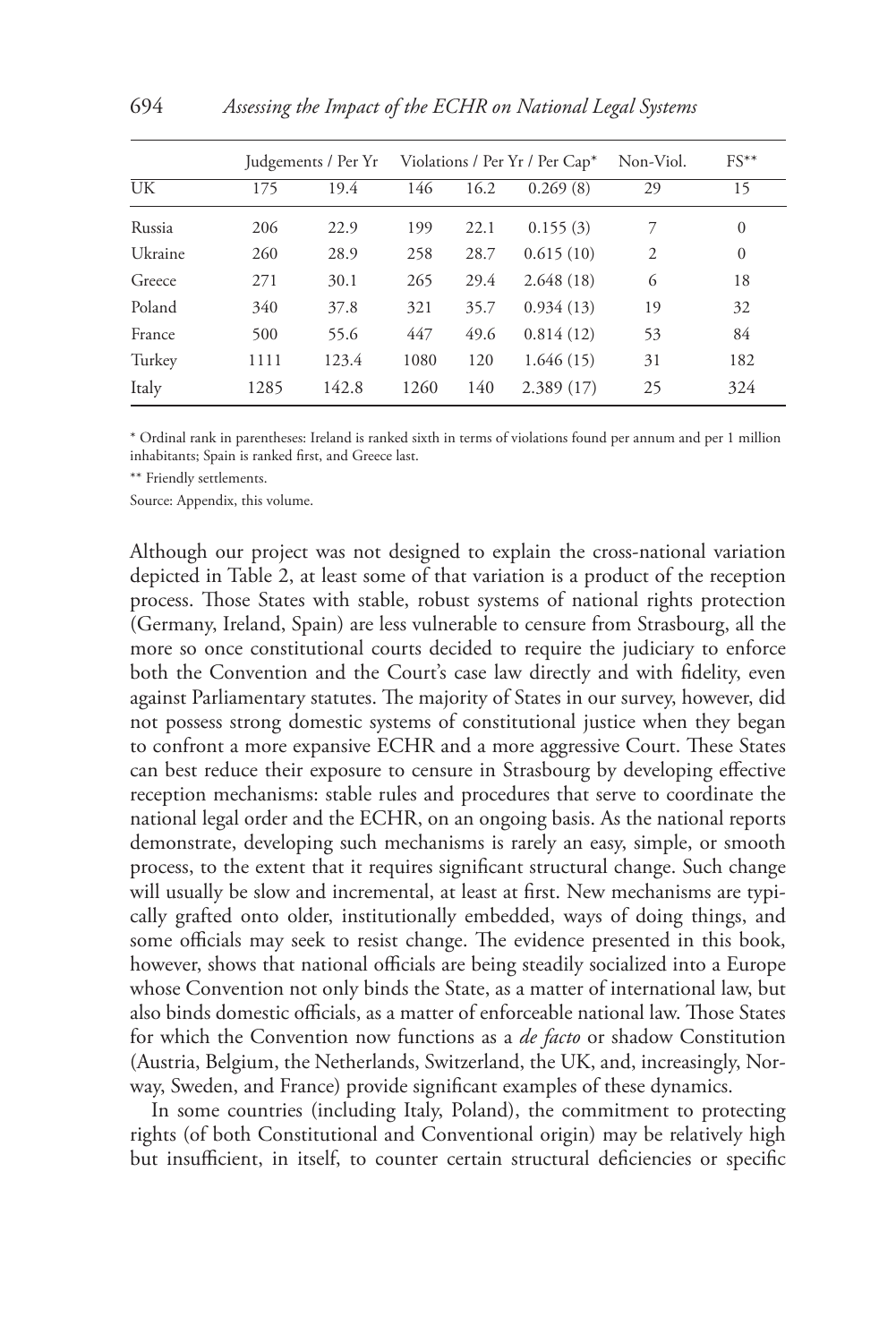| | Judgements / Per Yr | | Violations / Per Yr / Per Cap* | | | Non-Viol. | FS** |
|---|---|---|---|---|---|---|---|
| UK | 175 | 19.4 | 146 | 16.2 | 0.269 (8) | 29 | 15 |
| Russia | 206 | 22.9 | 199 | 22.1 | 0.155 (3) | 7 | 0 |
| Ukraine | 260 | 28.9 | 258 | 28.7 | 0.615 (10) | 2 | 0 |
| Greece | 271 | 30.1 | 265 | 29.4 | 2.648 (18) | 6 | 18 |
| Poland | 340 | 37.8 | 321 | 35.7 | 0.934 (13) | 19 | 32 |
| France | 500 | 55.6 | 447 | 49.6 | 0.814 (12) | 53 | 84 |
| Turkey | 1111 | 123.4 | 1080 | 120 | 1.646 (15) | 31 | 182 |
| Italy | 1285 | 142.8 | 1260 | 140 | 2.389 (17) | 25 | 324 |

\* Ordinal rank in parentheses: Ireland is ranked sixth in terms of violations found per annum and per 1 million inhabitants; Spain is ranked first, and Greece last.

** Friendly settlements.

Source: Appendix, this volume.

Although our project was not designed to explain the cross-national variation depicted in Table 2, at least some of that variation is a product of the reception process. Those States with stable, robust systems of national rights protection (Germany, Ireland, Spain) are less vulnerable to censure from Strasbourg, all the more so once constitutional courts decided to require the judiciary to enforce both the Convention and the Court's case law directly and with fidelity, even against Parliamentary statutes. The majority of States in our survey, however, did not possess strong domestic systems of constitutional justice when they began to confront a more expansive ECHR and a more aggressive Court. These States can best reduce their exposure to censure in Strasbourg by developing effective reception mechanisms: stable rules and procedures that serve to coordinate the national legal order and the ECHR, on an ongoing basis. As the national reports demonstrate, developing such mechanisms is rarely an easy, simple, or smooth process, to the extent that it requires significant structural change. Such change will usually be slow and incremental, at least at first. New mechanisms are typically grafted onto older, institutionally embedded, ways of doing things, and some officials may seek to resist change. The evidence presented in this book, however, shows that national officials are being steadily socialized into a Europe whose Convention not only binds the State, as a matter of international law, but also binds domestic officials, as a matter of enforceable national law. Those States for which the Convention now functions as a *de facto* or shadow Constitution (Austria, Belgium, the Netherlands, Switzerland, the UK, and, increasingly, Norway, Sweden, and France) provide significant examples of these dynamics.

In some countries (including Italy, Poland), the commitment to protecting rights (of both Constitutional and Conventional origin) may be relatively high but insufficient, in itself, to counter certain structural deficiencies or specific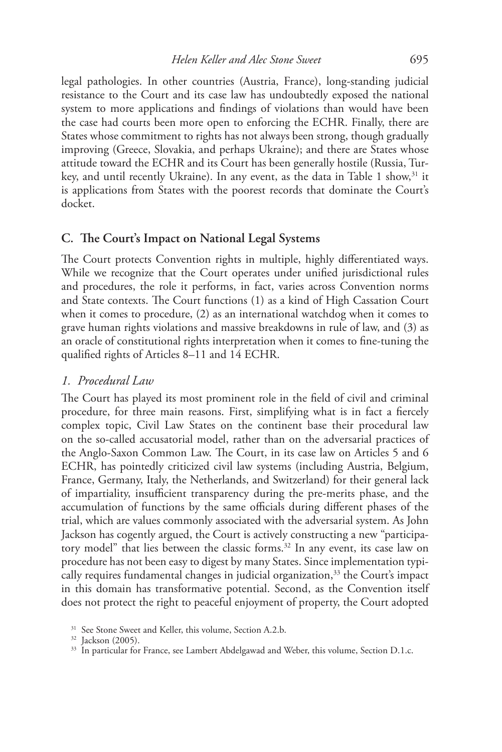legal pathologies. In other countries (Austria, France), long-standing judicial resistance to the Court and its case law has undoubtedly exposed the national system to more applications and findings of violations than would have been the case had courts been more open to enforcing the ECHR. Finally, there are States whose commitment to rights has not always been strong, though gradually improving (Greece, Slovakia, and perhaps Ukraine); and there are States whose attitude toward the ECHR and its Court has been generally hostile (Russia, Turkey, and until recently Ukraine). In any event, as the data in Table 1 show,[31] it is applications from States with the poorest records that dominate the Court's docket.

## C. The Court's Impact on National Legal Systems

The Court protects Convention rights in multiple, highly differentiated ways. While we recognize that the Court operates under unified jurisdictional rules and procedures, the role it performs, in fact, varies across Convention norms and State contexts. The Court functions (1) as a kind of High Cassation Court when it comes to procedure, (2) as an international watchdog when it comes to grave human rights violations and massive breakdowns in rule of law, and (3) as an oracle of constitutional rights interpretation when it comes to fine-tuning the qualified rights of Articles 8–11 and 14 ECHR.

### *1. Procedural Law*

The Court has played its most prominent role in the field of civil and criminal procedure, for three main reasons. First, simplifying what is in fact a fiercely complex topic, Civil Law States on the continent base their procedural law on the so-called accusatorial model, rather than on the adversarial practices of the Anglo-Saxon Common Law. The Court, in its case law on Articles 5 and 6 ECHR, has pointedly criticized civil law systems (including Austria, Belgium, France, Germany, Italy, the Netherlands, and Switzerland) for their general lack of impartiality, insufficient transparency during the pre-merits phase, and the accumulation of functions by the same officials during different phases of the trial, which are values commonly associated with the adversarial system. As John Jackson has cogently argued, the Court is actively constructing a new "participatory model" that lies between the classic forms.[32] In any event, its case law on procedure has not been easy to digest by many States. Since implementation typically requires fundamental changes in judicial organization,[33] the Court's impact in this domain has transformative potential. Second, as the Convention itself does not protect the right to peaceful enjoyment of property, the Court adopted

[31] See Stone Sweet and Keller, this volume, Section A.2.b.

[32] Jackson (2005).

[33] In particular for France, see Lambert Abdelgawad and Weber, this volume, Section D.1.c.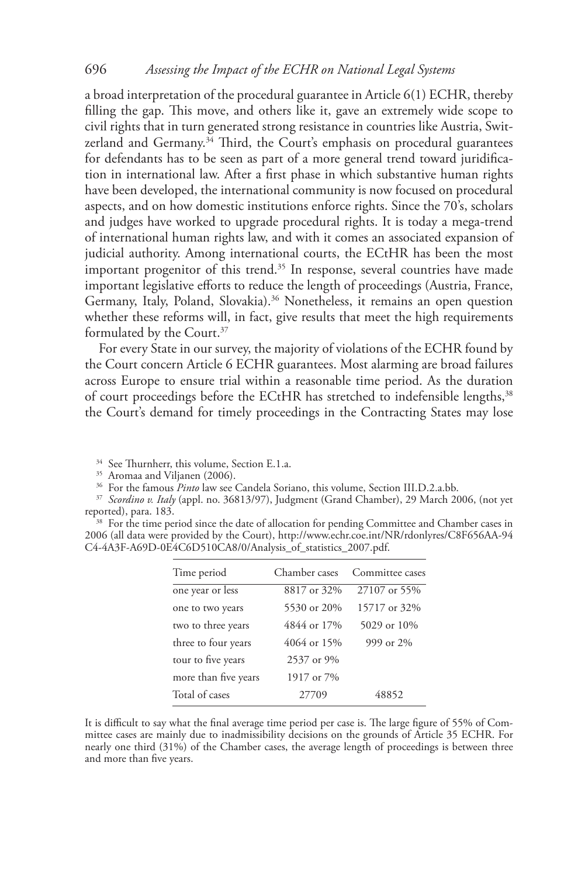a broad interpretation of the procedural guarantee in Article 6(1) ECHR, thereby filling the gap. This move, and others like it, gave an extremely wide scope to civil rights that in turn generated strong resistance in countries like Austria, Switzerland and Germany.[34] Third, the Court's emphasis on procedural guarantees for defendants has to be seen as part of a more general trend toward juridification in international law. After a first phase in which substantive human rights have been developed, the international community is now focused on procedural aspects, and on how domestic institutions enforce rights. Since the 70's, scholars and judges have worked to upgrade procedural rights. It is today a mega-trend of international human rights law, and with it comes an associated expansion of judicial authority. Among international courts, the ECtHR has been the most important progenitor of this trend.[35] In response, several countries have made important legislative efforts to reduce the length of proceedings (Austria, France, Germany, Italy, Poland, Slovakia).[36] Nonetheless, it remains an open question whether these reforms will, in fact, give results that meet the high requirements formulated by the Court.[37]

For every State in our survey, the majority of violations of the ECHR found by the Court concern Article 6 ECHR guarantees. Most alarming are broad failures across Europe to ensure trial within a reasonable time period. As the duration of court proceedings before the ECtHR has stretched to indefensible lengths,[38] the Court's demand for timely proceedings in the Contracting States may lose

[34] See Thurnherr, this volume, Section E.1.a.

[35] Aromaa and Viljanen (2006).

[36] For the famous *Pinto* law see Candela Soriano, this volume, Section III.D.2.a.bb.

[37] *Scordino v. Italy* (appl. no. 36813/97), Judgment (Grand Chamber), 29 March 2006, (not yet reported), para. 183.

[38] For the time period since the date of allocation for pending Committee and Chamber cases in 2006 (all data were provided by the Court), http://www.echr.coe.int/NR/rdonlyres/C8F656AA-94C4-4A3F-A69D-0E4C6D510CA8/0/Analysis_of_statistics_2007.pdf.

| Time period | Chamber cases | Committee cases |
|---|---|---|
| one year or less | 8817 or 32% | 27107 or 55% |
| one to two years | 5530 or 20% | 15717 or 32% |
| two to three years | 4844 or 17% | 5029 or 10% |
| three to four years | 4064 or 15% | 999 or 2% |
| tour to five years | 2537 or 9% | |
| more than five years | 1917 or 7% | |
| Total of cases | 27709 | 48852 |

It is difficult to say what the final average time period per case is. The large figure of 55% of Committee cases are mainly due to inadmissibility decisions on the grounds of Article 35 ECHR. For nearly one third (31%) of the Chamber cases, the average length of proceedings is between three and more than five years.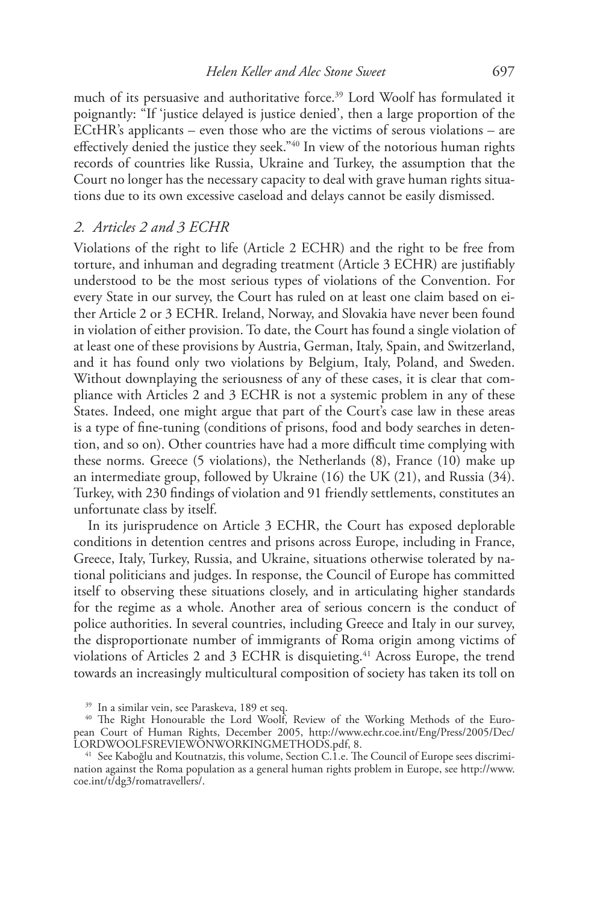much of its persuasive and authoritative force.[39] Lord Woolf has formulated it poignantly: "If 'justice delayed is justice denied', then a large proportion of the ECtHR's applicants – even those who are the victims of serous violations – are effectively denied the justice they seek."[40] In view of the notorious human rights records of countries like Russia, Ukraine and Turkey, the assumption that the Court no longer has the necessary capacity to deal with grave human rights situations due to its own excessive caseload and delays cannot be easily dismissed.

## *2. Articles 2 and 3 ECHR*

Violations of the right to life (Article 2 ECHR) and the right to be free from torture, and inhuman and degrading treatment (Article 3 ECHR) are justifiably understood to be the most serious types of violations of the Convention. For every State in our survey, the Court has ruled on at least one claim based on either Article 2 or 3 ECHR. Ireland, Norway, and Slovakia have never been found in violation of either provision. To date, the Court has found a single violation of at least one of these provisions by Austria, German, Italy, Spain, and Switzerland, and it has found only two violations by Belgium, Italy, Poland, and Sweden. Without downplaying the seriousness of any of these cases, it is clear that compliance with Articles 2 and 3 ECHR is not a systemic problem in any of these States. Indeed, one might argue that part of the Court's case law in these areas is a type of fine-tuning (conditions of prisons, food and body searches in detention, and so on). Other countries have had a more difficult time complying with these norms. Greece (5 violations), the Netherlands (8), France (10) make up an intermediate group, followed by Ukraine (16) the UK (21), and Russia (34). Turkey, with 230 findings of violation and 91 friendly settlements, constitutes an unfortunate class by itself.

In its jurisprudence on Article 3 ECHR, the Court has exposed deplorable conditions in detention centres and prisons across Europe, including in France, Greece, Italy, Turkey, Russia, and Ukraine, situations otherwise tolerated by national politicians and judges. In response, the Council of Europe has committed itself to observing these situations closely, and in articulating higher standards for the regime as a whole. Another area of serious concern is the conduct of police authorities. In several countries, including Greece and Italy in our survey, the disproportionate number of immigrants of Roma origin among victims of violations of Articles 2 and 3 ECHR is disquieting.[41] Across Europe, the trend towards an increasingly multicultural composition of society has taken its toll on

[39] In a similar vein, see Paraskeva, 189 et seq.

[40] The Right Honourable the Lord Woolf, Review of the Working Methods of the European Court of Human Rights, December 2005, http://www.echr.coe.int/Eng/Press/2005/Dec/LORDWOOLFSREVIEWONWORKINGMETHODS.pdf, 8.

[41] See Kaboğlu and Koutnatzis, this volume, Section C.1.e. The Council of Europe sees discrimination against the Roma population as a general human rights problem in Europe, see http://www.coe.int/t/dg3/romatravellers/.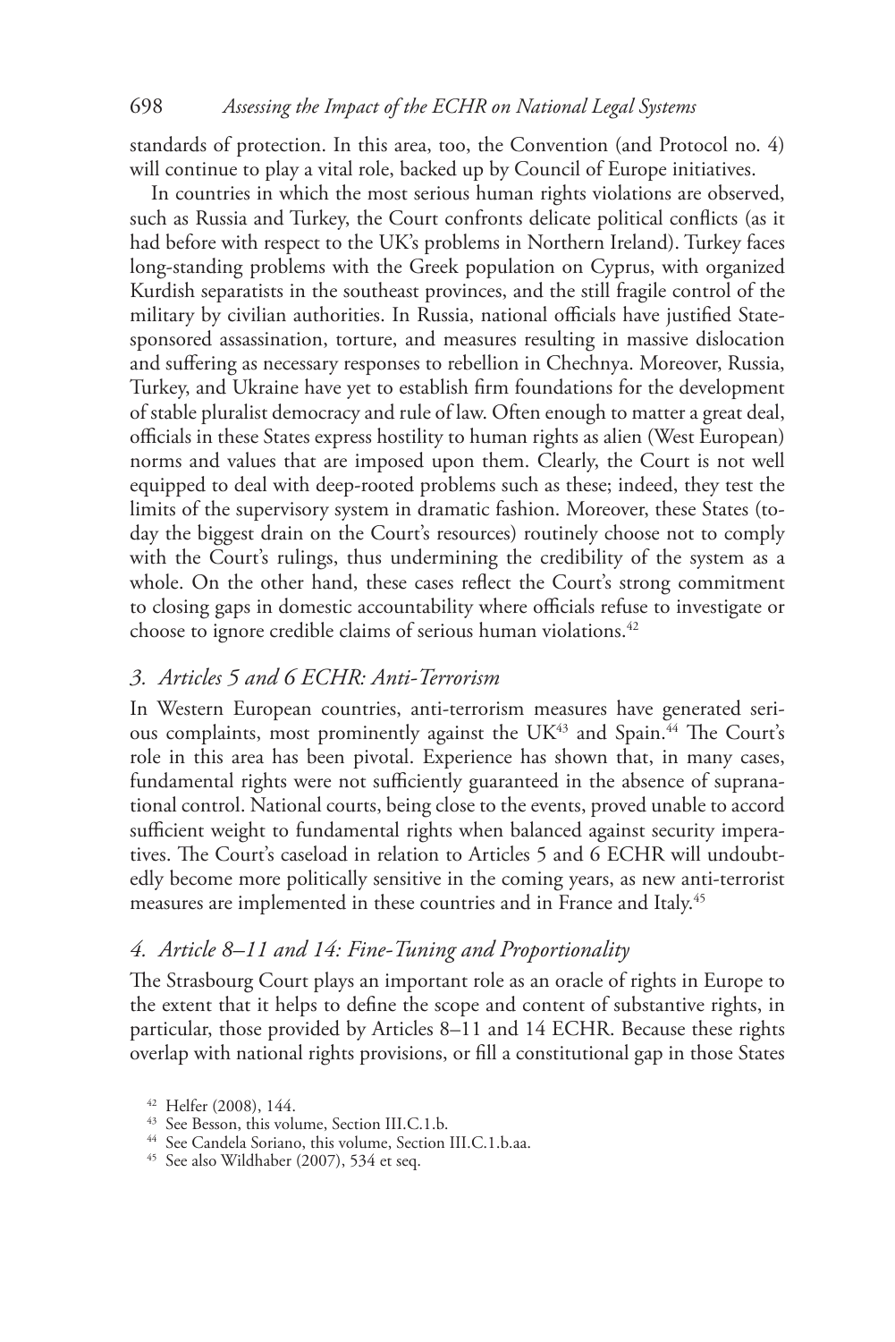standards of protection. In this area, too, the Convention (and Protocol no. 4) will continue to play a vital role, backed up by Council of Europe initiatives.

In countries in which the most serious human rights violations are observed, such as Russia and Turkey, the Court confronts delicate political conflicts (as it had before with respect to the UK's problems in Northern Ireland). Turkey faces long-standing problems with the Greek population on Cyprus, with organized Kurdish separatists in the southeast provinces, and the still fragile control of the military by civilian authorities. In Russia, national officials have justified State-sponsored assassination, torture, and measures resulting in massive dislocation and suffering as necessary responses to rebellion in Chechnya. Moreover, Russia, Turkey, and Ukraine have yet to establish firm foundations for the development of stable pluralist democracy and rule of law. Often enough to matter a great deal, officials in these States express hostility to human rights as alien (West European) norms and values that are imposed upon them. Clearly, the Court is not well equipped to deal with deep-rooted problems such as these; indeed, they test the limits of the supervisory system in dramatic fashion. Moreover, these States (today the biggest drain on the Court's resources) routinely choose not to comply with the Court's rulings, thus undermining the credibility of the system as a whole. On the other hand, these cases reflect the Court's strong commitment to closing gaps in domestic accountability where officials refuse to investigate or choose to ignore credible claims of serious human violations.[42]

### *3. Articles 5 and 6 ECHR: Anti-Terrorism*

In Western European countries, anti-terrorism measures have generated serious complaints, most prominently against the UK[43] and Spain.[44] The Court's role in this area has been pivotal. Experience has shown that, in many cases, fundamental rights were not sufficiently guaranteed in the absence of supranational control. National courts, being close to the events, proved unable to accord sufficient weight to fundamental rights when balanced against security imperatives. The Court's caseload in relation to Articles 5 and 6 ECHR will undoubtedly become more politically sensitive in the coming years, as new anti-terrorist measures are implemented in these countries and in France and Italy.[45]

### *4. Article 8–11 and 14: Fine-Tuning and Proportionality*

The Strasbourg Court plays an important role as an oracle of rights in Europe to the extent that it helps to define the scope and content of substantive rights, in particular, those provided by Articles 8–11 and 14 ECHR. Because these rights overlap with national rights provisions, or fill a constitutional gap in those States

[42] Helfer (2008), 144.

[43] See Besson, this volume, Section III.C.1.b.

[44] See Candela Soriano, this volume, Section III.C.1.b.aa.

[45] See also Wildhaber (2007), 534 et seq.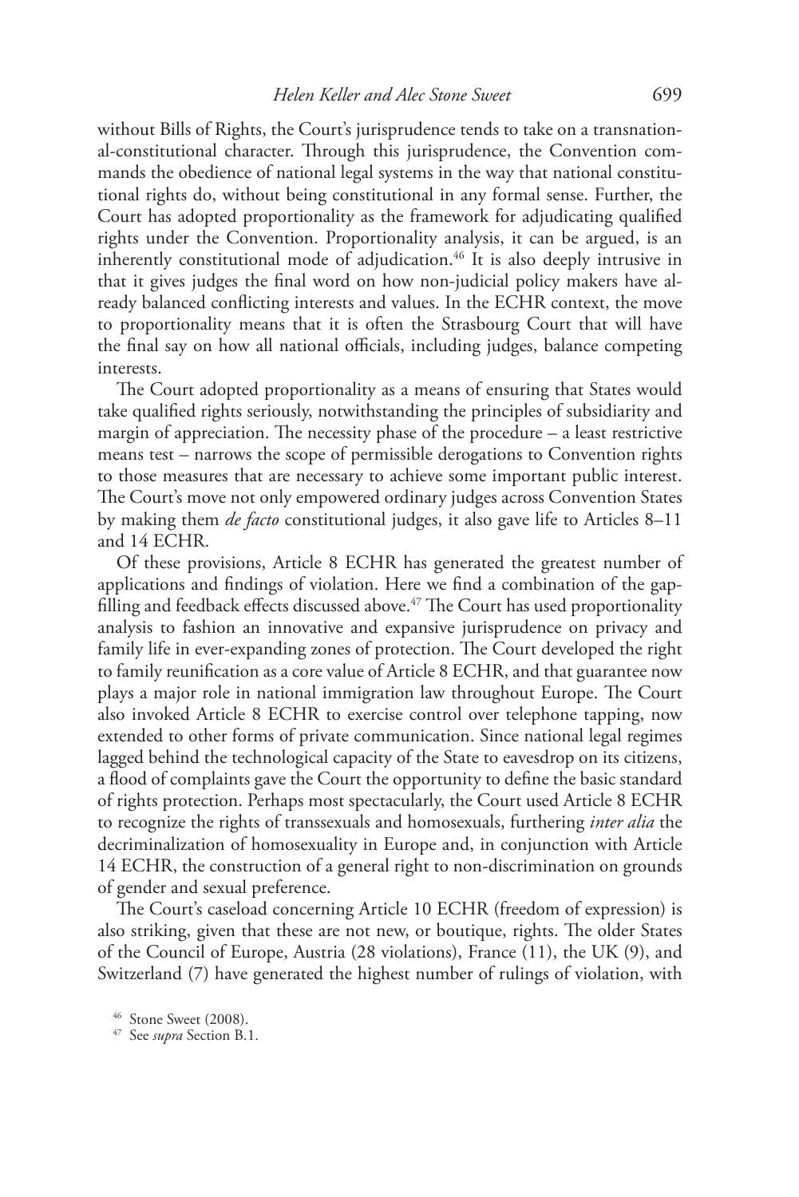without Bills of Rights, the Court's jurisprudence tends to take on a transnational-constitutional character. Through this jurisprudence, the Convention commands the obedience of national legal systems in the way that national constitutional rights do, without being constitutional in any formal sense. Further, the Court has adopted proportionality as the framework for adjudicating qualified rights under the Convention. Proportionality analysis, it can be argued, is an inherently constitutional mode of adjudication.[46] It is also deeply intrusive in that it gives judges the final word on how non-judicial policy makers have already balanced conflicting interests and values. In the ECHR context, the move to proportionality means that it is often the Strasbourg Court that will have the final say on how all national officials, including judges, balance competing interests.

The Court adopted proportionality as a means of ensuring that States would take qualified rights seriously, notwithstanding the principles of subsidiarity and margin of appreciation. The necessity phase of the procedure – a least restrictive means test – narrows the scope of permissible derogations to Convention rights to those measures that are necessary to achieve some important public interest. The Court's move not only empowered ordinary judges across Convention States by making them *de facto* constitutional judges, it also gave life to Articles 8–11 and 14 ECHR.

Of these provisions, Article 8 ECHR has generated the greatest number of applications and findings of violation. Here we find a combination of the gap-filling and feedback effects discussed above.[47] The Court has used proportionality analysis to fashion an innovative and expansive jurisprudence on privacy and family life in ever-expanding zones of protection. The Court developed the right to family reunification as a core value of Article 8 ECHR, and that guarantee now plays a major role in national immigration law throughout Europe. The Court also invoked Article 8 ECHR to exercise control over telephone tapping, now extended to other forms of private communication. Since national legal regimes lagged behind the technological capacity of the State to eavesdrop on its citizens, a flood of complaints gave the Court the opportunity to define the basic standard of rights protection. Perhaps most spectacularly, the Court used Article 8 ECHR to recognize the rights of transsexuals and homosexuals, furthering *inter alia* the decriminalization of homosexuality in Europe and, in conjunction with Article 14 ECHR, the construction of a general right to non-discrimination on grounds of gender and sexual preference.

The Court's caseload concerning Article 10 ECHR (freedom of expression) is also striking, given that these are not new, or boutique, rights. The older States of the Council of Europe, Austria (28 violations), France (11), the UK (9), and Switzerland (7) have generated the highest number of rulings of violation, with

[46] Stone Sweet (2008).

[47] See *supra* Section B.1.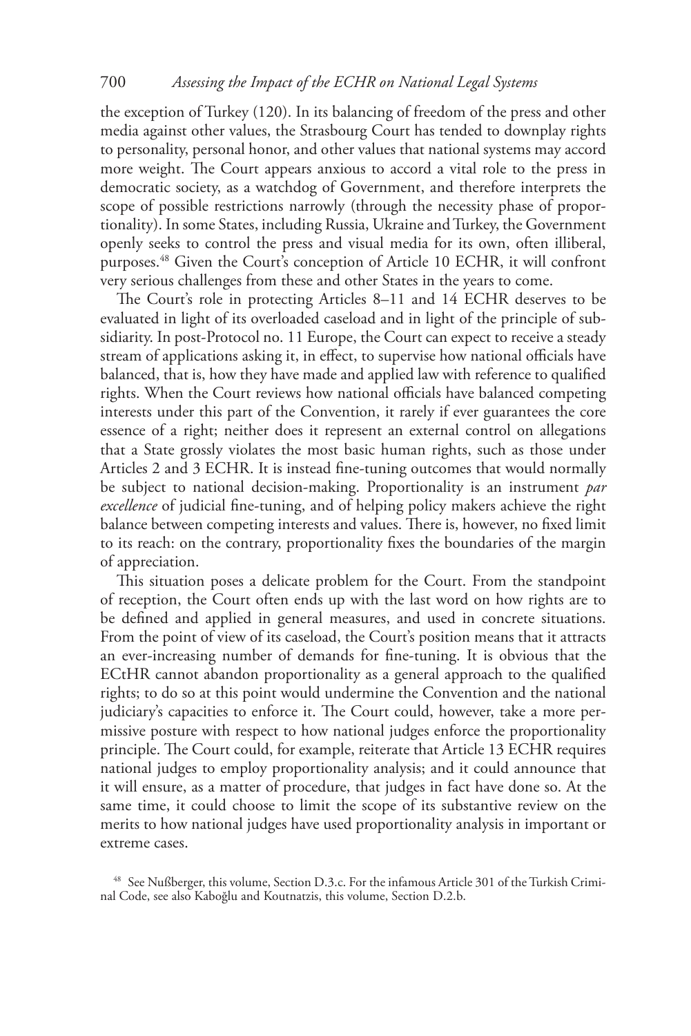the exception of Turkey (120). In its balancing of freedom of the press and other media against other values, the Strasbourg Court has tended to downplay rights to personality, personal honor, and other values that national systems may accord more weight. The Court appears anxious to accord a vital role to the press in democratic society, as a watchdog of Government, and therefore interprets the scope of possible restrictions narrowly (through the necessity phase of proportionality). In some States, including Russia, Ukraine and Turkey, the Government openly seeks to control the press and visual media for its own, often illiberal, purposes.[48] Given the Court's conception of Article 10 ECHR, it will confront very serious challenges from these and other States in the years to come.

The Court's role in protecting Articles 8–11 and 14 ECHR deserves to be evaluated in light of its overloaded caseload and in light of the principle of subsidiarity. In post-Protocol no. 11 Europe, the Court can expect to receive a steady stream of applications asking it, in effect, to supervise how national officials have balanced, that is, how they have made and applied law with reference to qualified rights. When the Court reviews how national officials have balanced competing interests under this part of the Convention, it rarely if ever guarantees the core essence of a right; neither does it represent an external control on allegations that a State grossly violates the most basic human rights, such as those under Articles 2 and 3 ECHR. It is instead fine-tuning outcomes that would normally be subject to national decision-making. Proportionality is an instrument *par excellence* of judicial fine-tuning, and of helping policy makers achieve the right balance between competing interests and values. There is, however, no fixed limit to its reach: on the contrary, proportionality fixes the boundaries of the margin of appreciation.

This situation poses a delicate problem for the Court. From the standpoint of reception, the Court often ends up with the last word on how rights are to be defined and applied in general measures, and used in concrete situations. From the point of view of its caseload, the Court's position means that it attracts an ever-increasing number of demands for fine-tuning. It is obvious that the ECtHR cannot abandon proportionality as a general approach to the qualified rights; to do so at this point would undermine the Convention and the national judiciary's capacities to enforce it. The Court could, however, take a more permissive posture with respect to how national judges enforce the proportionality principle. The Court could, for example, reiterate that Article 13 ECHR requires national judges to employ proportionality analysis; and it could announce that it will ensure, as a matter of procedure, that judges in fact have done so. At the same time, it could choose to limit the scope of its substantive review on the merits to how national judges have used proportionality analysis in important or extreme cases.

[48] See Nußberger, this volume, Section D.3.c. For the infamous Article 301 of the Turkish Criminal Code, see also Kaboğlu and Koutnatzis, this volume, Section D.2.b.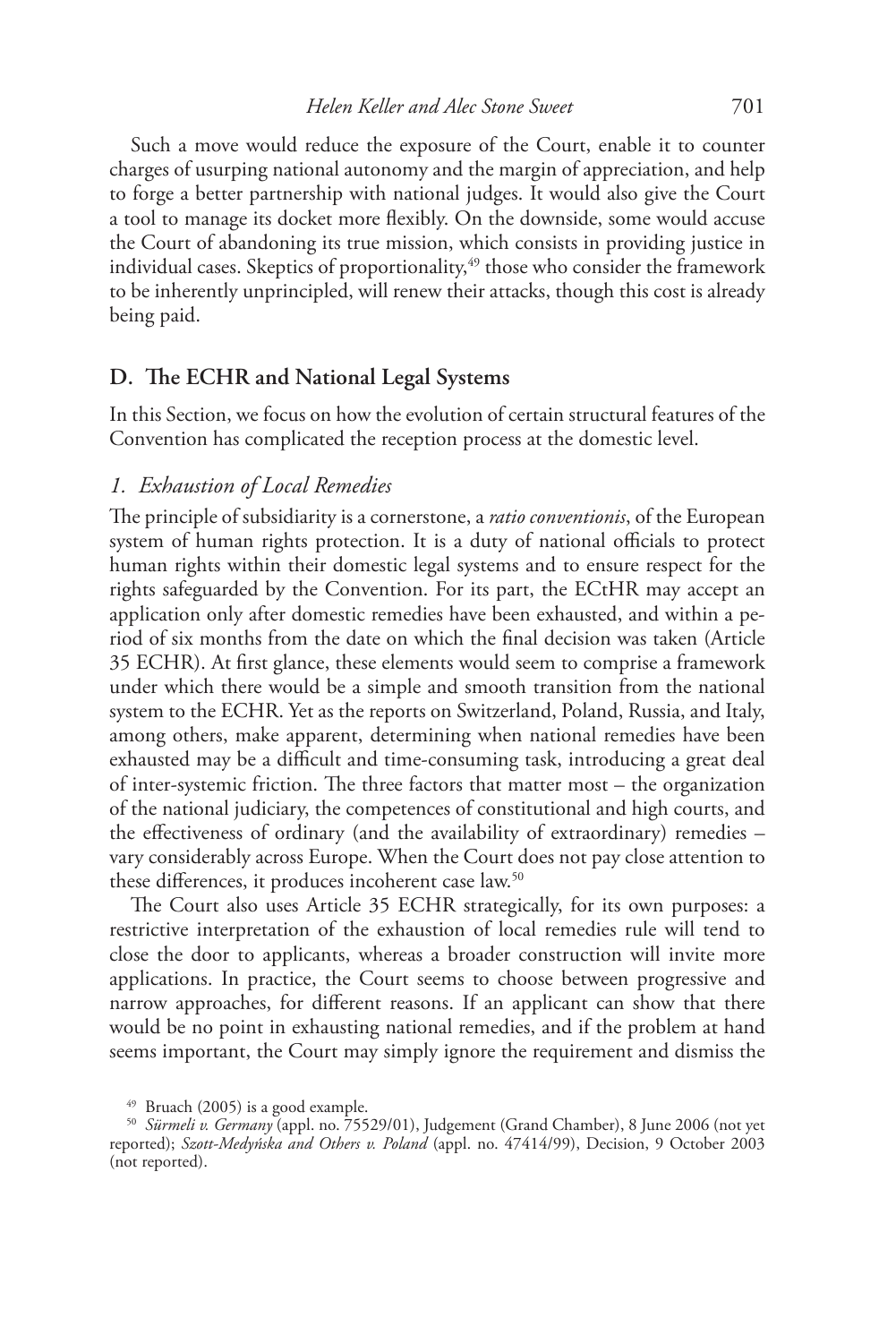Such a move would reduce the exposure of the Court, enable it to counter charges of usurping national autonomy and the margin of appreciation, and help to forge a better partnership with national judges. It would also give the Court a tool to manage its docket more flexibly. On the downside, some would accuse the Court of abandoning its true mission, which consists in providing justice in individual cases. Skeptics of proportionality,[49] those who consider the framework to be inherently unprincipled, will renew their attacks, though this cost is already being paid.

## D. The ECHR and National Legal Systems

In this Section, we focus on how the evolution of certain structural features of the Convention has complicated the reception process at the domestic level.

### *1. Exhaustion of Local Remedies*

The principle of subsidiarity is a cornerstone, a *ratio conventionis*, of the European system of human rights protection. It is a duty of national officials to protect human rights within their domestic legal systems and to ensure respect for the rights safeguarded by the Convention. For its part, the ECtHR may accept an application only after domestic remedies have been exhausted, and within a period of six months from the date on which the final decision was taken (Article 35 ECHR). At first glance, these elements would seem to comprise a framework under which there would be a simple and smooth transition from the national system to the ECHR. Yet as the reports on Switzerland, Poland, Russia, and Italy, among others, make apparent, determining when national remedies have been exhausted may be a difficult and time-consuming task, introducing a great deal of inter-systemic friction. The three factors that matter most – the organization of the national judiciary, the competences of constitutional and high courts, and the effectiveness of ordinary (and the availability of extraordinary) remedies – vary considerably across Europe. When the Court does not pay close attention to these differences, it produces incoherent case law.[50]

The Court also uses Article 35 ECHR strategically, for its own purposes: a restrictive interpretation of the exhaustion of local remedies rule will tend to close the door to applicants, whereas a broader construction will invite more applications. In practice, the Court seems to choose between progressive and narrow approaches, for different reasons. If an applicant can show that there would be no point in exhausting national remedies, and if the problem at hand seems important, the Court may simply ignore the requirement and dismiss the

[49] Bruach (2005) is a good example.

[50] *Sürmeli v. Germany* (appl. no. 75529/01), Judgement (Grand Chamber), 8 June 2006 (not yet reported); *Szott-Medyńska and Others v. Poland* (appl. no. 47414/99), Decision, 9 October 2003 (not reported).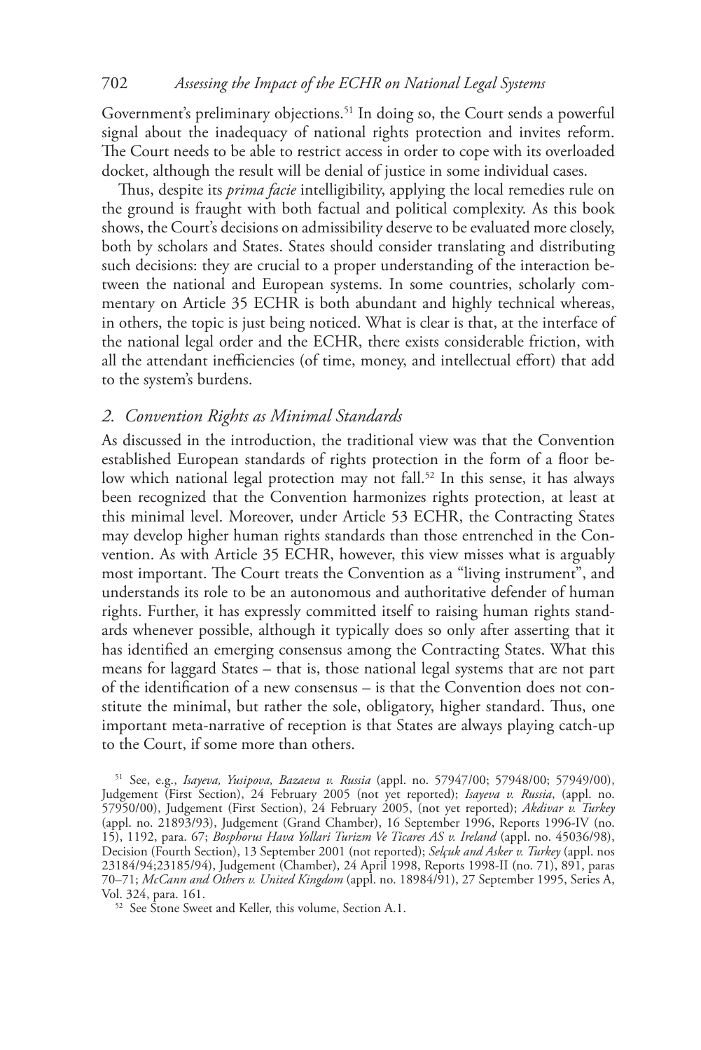Government's preliminary objections.[51] In doing so, the Court sends a powerful signal about the inadequacy of national rights protection and invites reform. The Court needs to be able to restrict access in order to cope with its overloaded docket, although the result will be denial of justice in some individual cases.

Thus, despite its *prima facie* intelligibility, applying the local remedies rule on the ground is fraught with both factual and political complexity. As this book shows, the Court's decisions on admissibility deserve to be evaluated more closely, both by scholars and States. States should consider translating and distributing such decisions: they are crucial to a proper understanding of the interaction between the national and European systems. In some countries, scholarly commentary on Article 35 ECHR is both abundant and highly technical whereas, in others, the topic is just being noticed. What is clear is that, at the interface of the national legal order and the ECHR, there exists considerable friction, with all the attendant inefficiencies (of time, money, and intellectual effort) that add to the system's burdens.

### *2. Convention Rights as Minimal Standards*

As discussed in the introduction, the traditional view was that the Convention established European standards of rights protection in the form of a floor below which national legal protection may not fall.[52] In this sense, it has always been recognized that the Convention harmonizes rights protection, at least at this minimal level. Moreover, under Article 53 ECHR, the Contracting States may develop higher human rights standards than those entrenched in the Convention. As with Article 35 ECHR, however, this view misses what is arguably most important. The Court treats the Convention as a "living instrument", and understands its role to be an autonomous and authoritative defender of human rights. Further, it has expressly committed itself to raising human rights standards whenever possible, although it typically does so only after asserting that it has identified an emerging consensus among the Contracting States. What this means for laggard States – that is, those national legal systems that are not part of the identification of a new consensus – is that the Convention does not constitute the minimal, but rather the sole, obligatory, higher standard. Thus, one important meta-narrative of reception is that States are always playing catch-up to the Court, if some more than others.

[51] See, e.g., *Isayeva, Yusipova, Bazaeva v. Russia* (appl. no. 57947/00; 57948/00; 57949/00), Judgement (First Section), 24 February 2005 (not yet reported); *Isayeva v. Russia*, (appl. no. 57950/00), Judgement (First Section), 24 February 2005, (not yet reported); *Akdivar v. Turkey* (appl. no. 21893/93), Judgement (Grand Chamber), 16 September 1996, Reports 1996-IV (no. 15), 1192, para. 67; *Bosphorus Hava Yollari Turizm Ve Ticares AS v. Ireland* (appl. no. 45036/98), Decision (Fourth Section), 13 September 2001 (not reported); *Selçuk and Asker v. Turkey* (appl. nos 23184/94;23185/94), Judgement (Chamber), 24 April 1998, Reports 1998-II (no. 71), 891, paras 70–71; *McCann and Others v. United Kingdom* (appl. no. 18984/91), 27 September 1995, Series A, Vol. 324, para. 161.

[52] See Stone Sweet and Keller, this volume, Section A.1.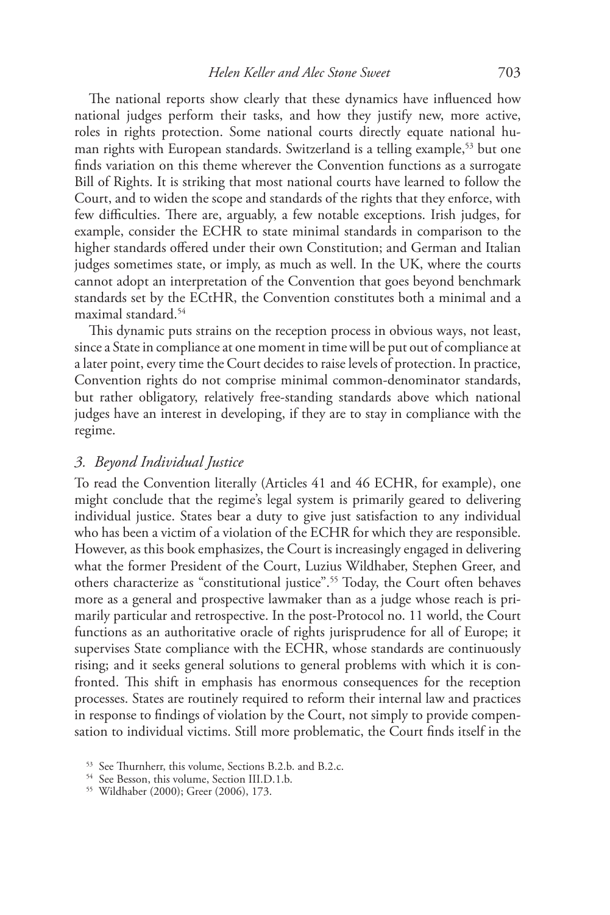The national reports show clearly that these dynamics have influenced how national judges perform their tasks, and how they justify new, more active, roles in rights protection. Some national courts directly equate national human rights with European standards. Switzerland is a telling example,[53] but one finds variation on this theme wherever the Convention functions as a surrogate Bill of Rights. It is striking that most national courts have learned to follow the Court, and to widen the scope and standards of the rights that they enforce, with few difficulties. There are, arguably, a few notable exceptions. Irish judges, for example, consider the ECHR to state minimal standards in comparison to the higher standards offered under their own Constitution; and German and Italian judges sometimes state, or imply, as much as well. In the UK, where the courts cannot adopt an interpretation of the Convention that goes beyond benchmark standards set by the ECtHR, the Convention constitutes both a minimal and a maximal standard.[54]

This dynamic puts strains on the reception process in obvious ways, not least, since a State in compliance at one moment in time will be put out of compliance at a later point, every time the Court decides to raise levels of protection. In practice, Convention rights do not comprise minimal common-denominator standards, but rather obligatory, relatively free-standing standards above which national judges have an interest in developing, if they are to stay in compliance with the regime.

### *3. Beyond Individual Justice*

To read the Convention literally (Articles 41 and 46 ECHR, for example), one might conclude that the regime's legal system is primarily geared to delivering individual justice. States bear a duty to give just satisfaction to any individual who has been a victim of a violation of the ECHR for which they are responsible. However, as this book emphasizes, the Court is increasingly engaged in delivering what the former President of the Court, Luzius Wildhaber, Stephen Greer, and others characterize as "constitutional justice".[55] Today, the Court often behaves more as a general and prospective lawmaker than as a judge whose reach is primarily particular and retrospective. In the post-Protocol no. 11 world, the Court functions as an authoritative oracle of rights jurisprudence for all of Europe; it supervises State compliance with the ECHR, whose standards are continuously rising; and it seeks general solutions to general problems with which it is confronted. This shift in emphasis has enormous consequences for the reception processes. States are routinely required to reform their internal law and practices in response to findings of violation by the Court, not simply to provide compensation to individual victims. Still more problematic, the Court finds itself in the

[53] See Thurnherr, this volume, Sections B.2.b. and B.2.c.

[54] See Besson, this volume, Section III.D.1.b.

[55] Wildhaber (2000); Greer (2006), 173.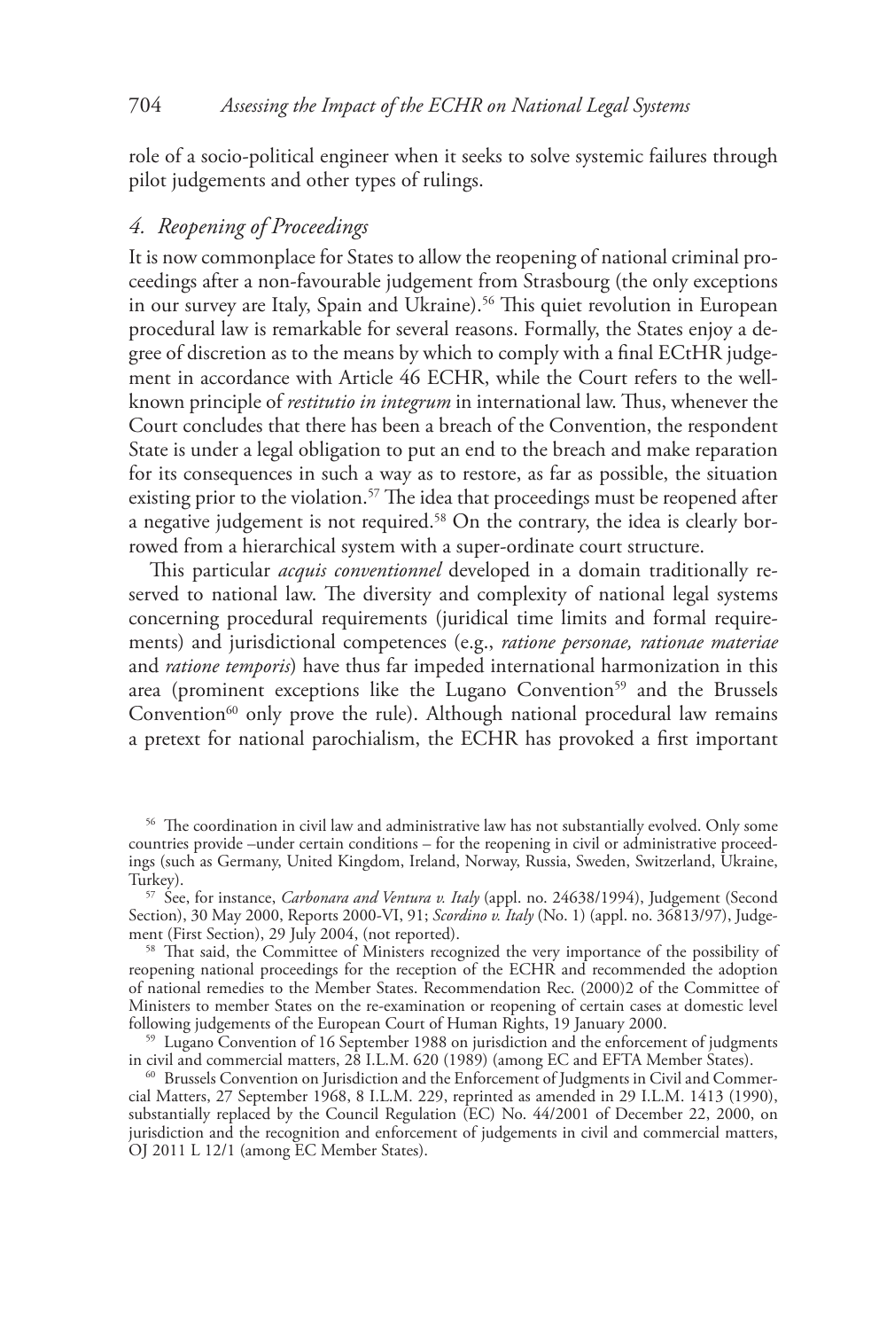role of a socio-political engineer when it seeks to solve systemic failures through pilot judgements and other types of rulings.

## *4. Reopening of Proceedings*

It is now commonplace for States to allow the reopening of national criminal proceedings after a non-favourable judgement from Strasbourg (the only exceptions in our survey are Italy, Spain and Ukraine).[56] This quiet revolution in European procedural law is remarkable for several reasons. Formally, the States enjoy a degree of discretion as to the means by which to comply with a final ECtHR judgement in accordance with Article 46 ECHR, while the Court refers to the well-known principle of *restitutio in integrum* in international law. Thus, whenever the Court concludes that there has been a breach of the Convention, the respondent State is under a legal obligation to put an end to the breach and make reparation for its consequences in such a way as to restore, as far as possible, the situation existing prior to the violation.[57] The idea that proceedings must be reopened after a negative judgement is not required.[58] On the contrary, the idea is clearly borrowed from a hierarchical system with a super-ordinate court structure.

This particular *acquis conventionnel* developed in a domain traditionally reserved to national law. The diversity and complexity of national legal systems concerning procedural requirements (juridical time limits and formal requirements) and jurisdictional competences (e.g., *ratione personae, rationae materiae* and *ratione temporis*) have thus far impeded international harmonization in this area (prominent exceptions like the Lugano Convention[59] and the Brussels Convention[60] only prove the rule). Although national procedural law remains a pretext for national parochialism, the ECHR has provoked a first important

[56] The coordination in civil law and administrative law has not substantially evolved. Only some countries provide –under certain conditions – for the reopening in civil or administrative proceedings (such as Germany, United Kingdom, Ireland, Norway, Russia, Sweden, Switzerland, Ukraine, Turkey).

[57] See, for instance, *Carbonara and Ventura v. Italy* (appl. no. 24638/1994), Judgement (Second Section), 30 May 2000, Reports 2000-VI, 91; *Scordino v. Italy* (No. 1) (appl. no. 36813/97), Judgement (First Section), 29 July 2004, (not reported).

[58] That said, the Committee of Ministers recognized the very importance of the possibility of reopening national proceedings for the reception of the ECHR and recommended the adoption of national remedies to the Member States. Recommendation Rec. (2000)2 of the Committee of Ministers to member States on the re-examination or reopening of certain cases at domestic level following judgements of the European Court of Human Rights, 19 January 2000.

[59] Lugano Convention of 16 September 1988 on jurisdiction and the enforcement of judgments in civil and commercial matters, 28 I.L.M. 620 (1989) (among EC and EFTA Member States).

[60] Brussels Convention on Jurisdiction and the Enforcement of Judgments in Civil and Commercial Matters, 27 September 1968, 8 I.L.M. 229, reprinted as amended in 29 I.L.M. 1413 (1990), substantially replaced by the Council Regulation (EC) No. 44/2001 of December 22, 2000, on jurisdiction and the recognition and enforcement of judgements in civil and commercial matters, OJ 2011 L 12/1 (among EC Member States).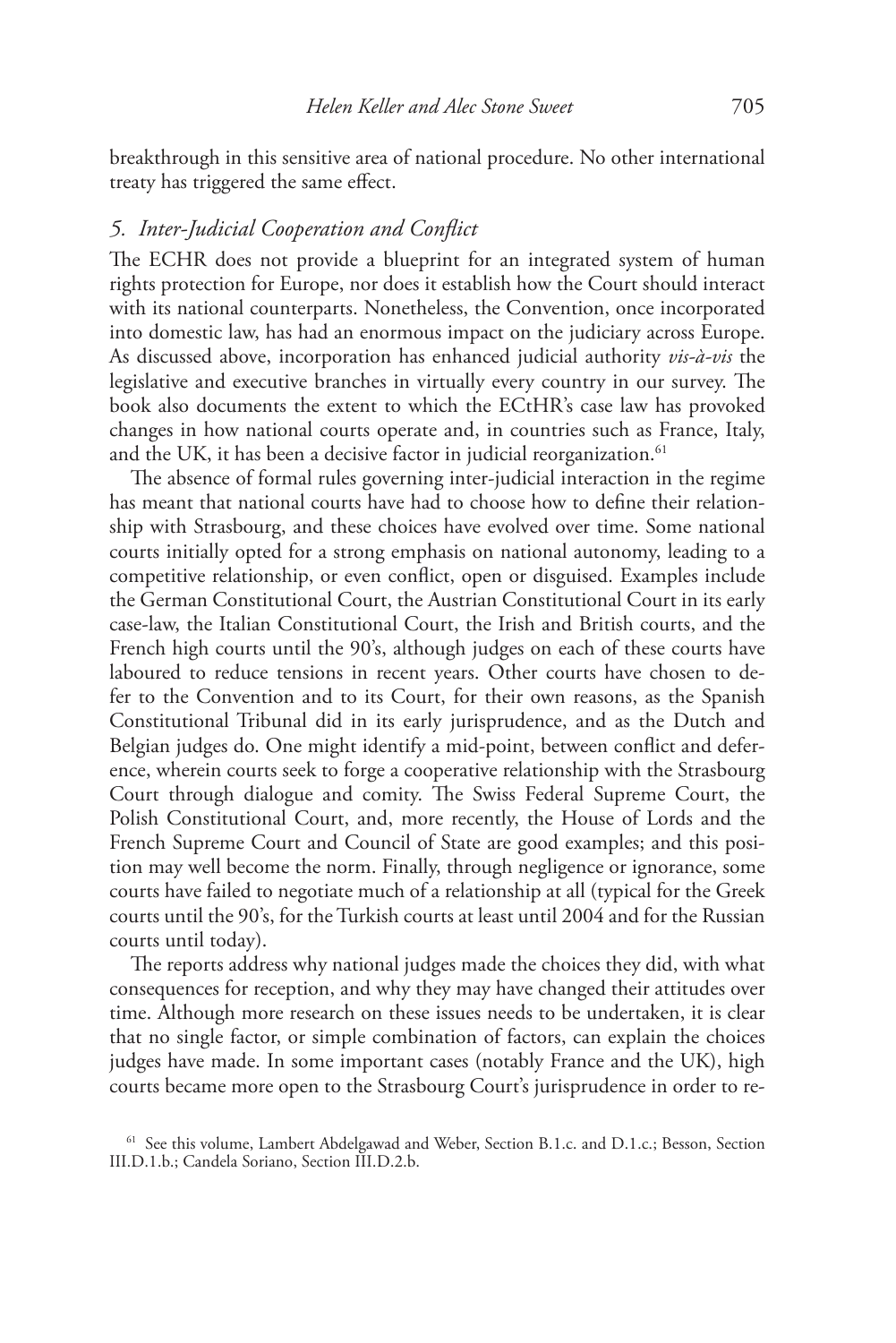breakthrough in this sensitive area of national procedure. No other international treaty has triggered the same effect.

### *5. Inter-Judicial Cooperation and Conflict*

The ECHR does not provide a blueprint for an integrated system of human rights protection for Europe, nor does it establish how the Court should interact with its national counterparts. Nonetheless, the Convention, once incorporated into domestic law, has had an enormous impact on the judiciary across Europe. As discussed above, incorporation has enhanced judicial authority *vis-à-vis* the legislative and executive branches in virtually every country in our survey. The book also documents the extent to which the ECtHR's case law has provoked changes in how national courts operate and, in countries such as France, Italy, and the UK, it has been a decisive factor in judicial reorganization.[61]

The absence of formal rules governing inter-judicial interaction in the regime has meant that national courts have had to choose how to define their relationship with Strasbourg, and these choices have evolved over time. Some national courts initially opted for a strong emphasis on national autonomy, leading to a competitive relationship, or even conflict, open or disguised. Examples include the German Constitutional Court, the Austrian Constitutional Court in its early case-law, the Italian Constitutional Court, the Irish and British courts, and the French high courts until the 90's, although judges on each of these courts have laboured to reduce tensions in recent years. Other courts have chosen to defer to the Convention and to its Court, for their own reasons, as the Spanish Constitutional Tribunal did in its early jurisprudence, and as the Dutch and Belgian judges do. One might identify a mid-point, between conflict and deference, wherein courts seek to forge a cooperative relationship with the Strasbourg Court through dialogue and comity. The Swiss Federal Supreme Court, the Polish Constitutional Court, and, more recently, the House of Lords and the French Supreme Court and Council of State are good examples; and this position may well become the norm. Finally, through negligence or ignorance, some courts have failed to negotiate much of a relationship at all (typical for the Greek courts until the 90's, for the Turkish courts at least until 2004 and for the Russian courts until today).

The reports address why national judges made the choices they did, with what consequences for reception, and why they may have changed their attitudes over time. Although more research on these issues needs to be undertaken, it is clear that no single factor, or simple combination of factors, can explain the choices judges have made. In some important cases (notably France and the UK), high courts became more open to the Strasbourg Court's jurisprudence in order to re-

[61] See this volume, Lambert Abdelgawad and Weber, Section B.1.c. and D.1.c.; Besson, Section III.D.1.b.; Candela Soriano, Section III.D.2.b.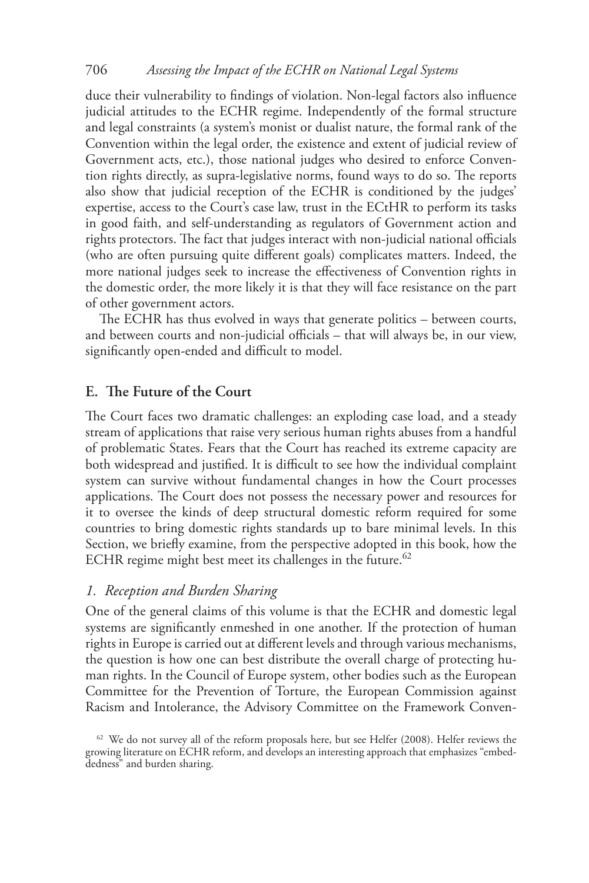duce their vulnerability to findings of violation. Non-legal factors also influence judicial attitudes to the ECHR regime. Independently of the formal structure and legal constraints (a system's monist or dualist nature, the formal rank of the Convention within the legal order, the existence and extent of judicial review of Government acts, etc.), those national judges who desired to enforce Convention rights directly, as supra-legislative norms, found ways to do so. The reports also show that judicial reception of the ECHR is conditioned by the judges' expertise, access to the Court's case law, trust in the ECtHR to perform its tasks in good faith, and self-understanding as regulators of Government action and rights protectors. The fact that judges interact with non-judicial national officials (who are often pursuing quite different goals) complicates matters. Indeed, the more national judges seek to increase the effectiveness of Convention rights in the domestic order, the more likely it is that they will face resistance on the part of other government actors.

The ECHR has thus evolved in ways that generate politics – between courts, and between courts and non-judicial officials – that will always be, in our view, significantly open-ended and difficult to model.

## E. The Future of the Court

The Court faces two dramatic challenges: an exploding case load, and a steady stream of applications that raise very serious human rights abuses from a handful of problematic States. Fears that the Court has reached its extreme capacity are both widespread and justified. It is difficult to see how the individual complaint system can survive without fundamental changes in how the Court processes applications. The Court does not possess the necessary power and resources for it to oversee the kinds of deep structural domestic reform required for some countries to bring domestic rights standards up to bare minimal levels. In this Section, we briefly examine, from the perspective adopted in this book, how the ECHR regime might best meet its challenges in the future.[62]

### *1. Reception and Burden Sharing*

One of the general claims of this volume is that the ECHR and domestic legal systems are significantly enmeshed in one another. If the protection of human rights in Europe is carried out at different levels and through various mechanisms, the question is how one can best distribute the overall charge of protecting human rights. In the Council of Europe system, other bodies such as the European Committee for the Prevention of Torture, the European Commission against Racism and Intolerance, the Advisory Committee on the Framework Conven-

[62] We do not survey all of the reform proposals here, but see Helfer (2008). Helfer reviews the growing literature on ECHR reform, and develops an interesting approach that emphasizes "embeddedness" and burden sharing.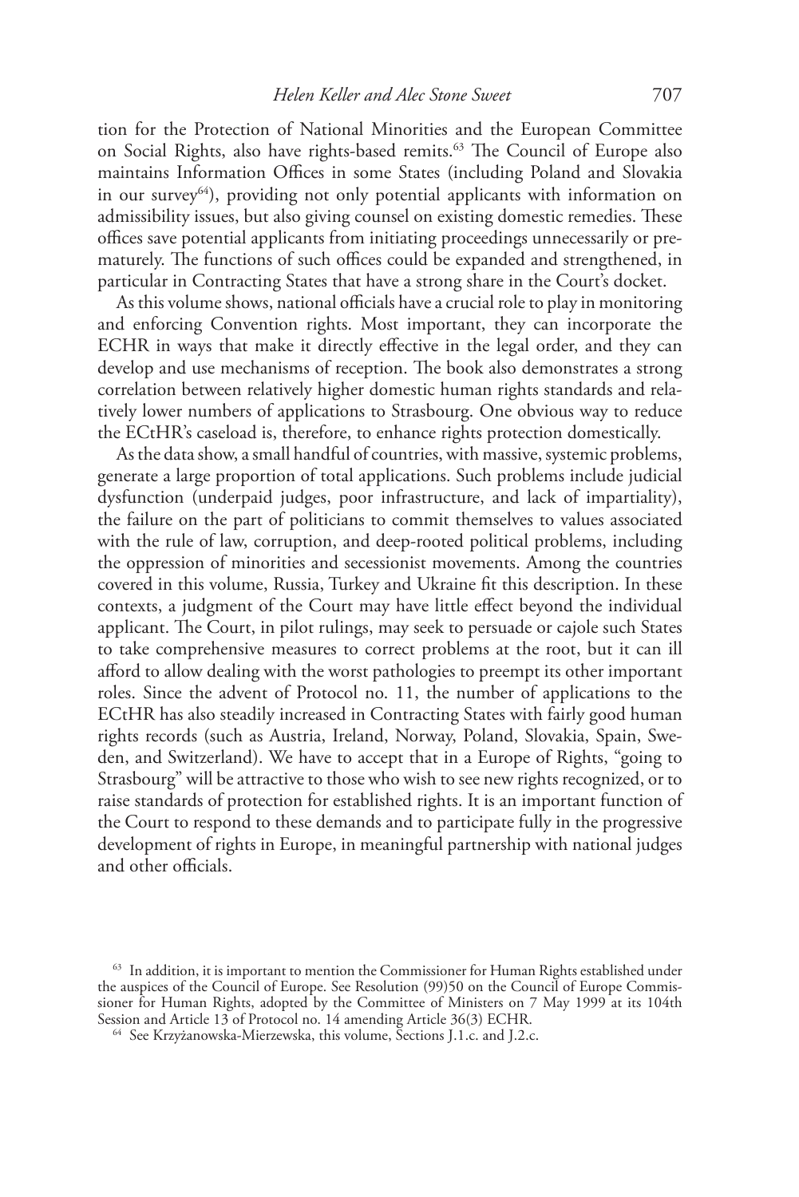tion for the Protection of National Minorities and the European Committee on Social Rights, also have rights-based remits.[63] The Council of Europe also maintains Information Offices in some States (including Poland and Slovakia in our survey[64]), providing not only potential applicants with information on admissibility issues, but also giving counsel on existing domestic remedies. These offices save potential applicants from initiating proceedings unnecessarily or prematurely. The functions of such offices could be expanded and strengthened, in particular in Contracting States that have a strong share in the Court's docket.

As this volume shows, national officials have a crucial role to play in monitoring and enforcing Convention rights. Most important, they can incorporate the ECHR in ways that make it directly effective in the legal order, and they can develop and use mechanisms of reception. The book also demonstrates a strong correlation between relatively higher domestic human rights standards and relatively lower numbers of applications to Strasbourg. One obvious way to reduce the ECtHR's caseload is, therefore, to enhance rights protection domestically.

As the data show, a small handful of countries, with massive, systemic problems, generate a large proportion of total applications. Such problems include judicial dysfunction (underpaid judges, poor infrastructure, and lack of impartiality), the failure on the part of politicians to commit themselves to values associated with the rule of law, corruption, and deep-rooted political problems, including the oppression of minorities and secessionist movements. Among the countries covered in this volume, Russia, Turkey and Ukraine fit this description. In these contexts, a judgment of the Court may have little effect beyond the individual applicant. The Court, in pilot rulings, may seek to persuade or cajole such States to take comprehensive measures to correct problems at the root, but it can ill afford to allow dealing with the worst pathologies to preempt its other important roles. Since the advent of Protocol no. 11, the number of applications to the ECtHR has also steadily increased in Contracting States with fairly good human rights records (such as Austria, Ireland, Norway, Poland, Slovakia, Spain, Sweden, and Switzerland). We have to accept that in a Europe of Rights, "going to Strasbourg" will be attractive to those who wish to see new rights recognized, or to raise standards of protection for established rights. It is an important function of the Court to respond to these demands and to participate fully in the progressive development of rights in Europe, in meaningful partnership with national judges and other officials.

---

[63] In addition, it is important to mention the Commissioner for Human Rights established under the auspices of the Council of Europe. See Resolution (99)50 on the Council of Europe Commissioner for Human Rights, adopted by the Committee of Ministers on 7 May 1999 at its 104th Session and Article 13 of Protocol no. 14 amending Article 36(3) ECHR.

[64] See Krzyżanowska-Mierzewska, this volume, Sections J.1.c. and J.2.c.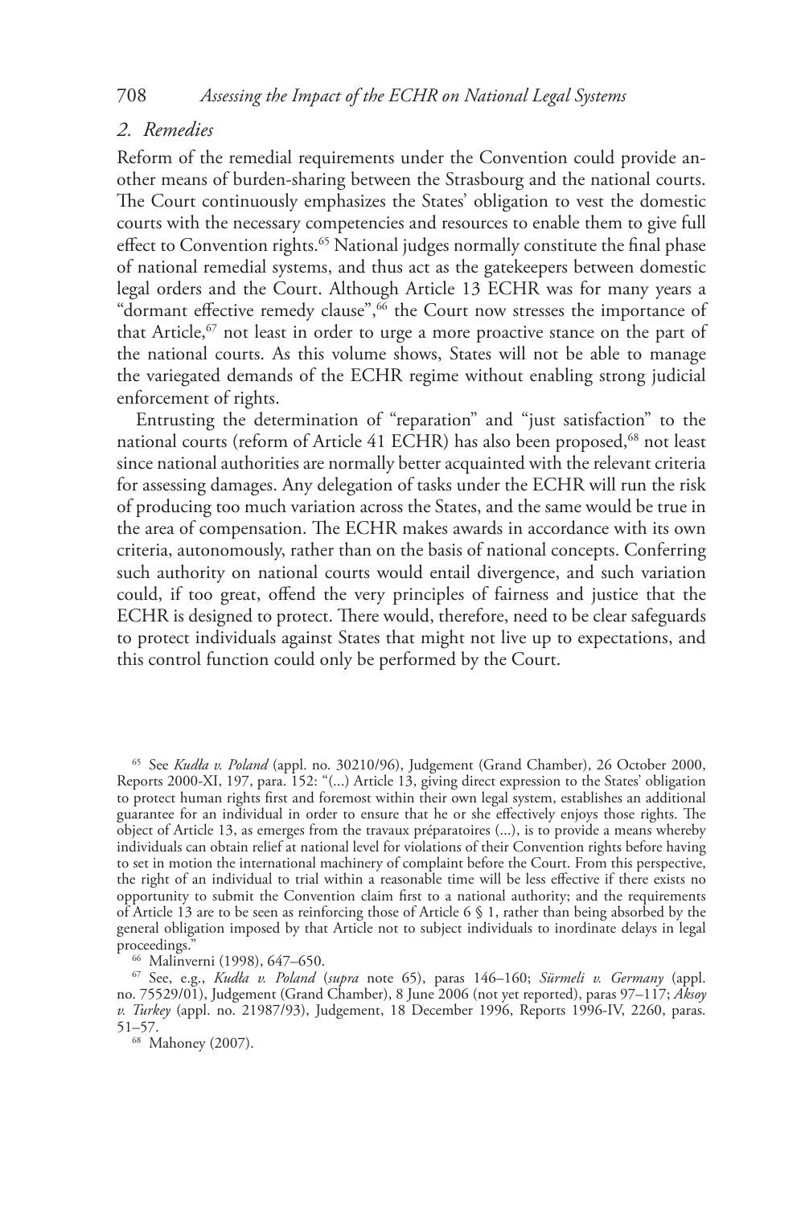## 2. Remedies

Reform of the remedial requirements under the Convention could provide another means of burden-sharing between the Strasbourg and the national courts. The Court continuously emphasizes the States' obligation to vest the domestic courts with the necessary competencies and resources to enable them to give full effect to Convention rights.[65] National judges normally constitute the final phase of national remedial systems, and thus act as the gatekeepers between domestic legal orders and the Court. Although Article 13 ECHR was for many years a "dormant effective remedy clause",[66] the Court now stresses the importance of that Article,[67] not least in order to urge a more proactive stance on the part of the national courts. As this volume shows, States will not be able to manage the variegated demands of the ECHR regime without enabling strong judicial enforcement of rights.

Entrusting the determination of "reparation" and "just satisfaction" to the national courts (reform of Article 41 ECHR) has also been proposed,[68] not least since national authorities are normally better acquainted with the relevant criteria for assessing damages. Any delegation of tasks under the ECHR will run the risk of producing too much variation across the States, and the same would be true in the area of compensation. The ECHR makes awards in accordance with its own criteria, autonomously, rather than on the basis of national concepts. Conferring such authority on national courts would entail divergence, and such variation could, if too great, offend the very principles of fairness and justice that the ECHR is designed to protect. There would, therefore, need to be clear safeguards to protect individuals against States that might not live up to expectations, and this control function could only be performed by the Court.

---

[65] See *Kudła v. Poland* (appl. no. 30210/96), Judgement (Grand Chamber), 26 October 2000, Reports 2000-XI, 197, para. 152: "(...) Article 13, giving direct expression to the States' obligation to protect human rights first and foremost within their own legal system, establishes an additional guarantee for an individual in order to ensure that he or she effectively enjoys those rights. The object of Article 13, as emerges from the travaux préparatoires (...), is to provide a means whereby individuals can obtain relief at national level for violations of their Convention rights before having to set in motion the international machinery of complaint before the Court. From this perspective, the right of an individual to trial within a reasonable time will be less effective if there exists no opportunity to submit the Convention claim first to a national authority; and the requirements of Article 13 are to be seen as reinforcing those of Article 6 § 1, rather than being absorbed by the general obligation imposed by that Article not to subject individuals to inordinate delays in legal proceedings."

[66] Malinverni (1998), 647–650.

[67] See, e.g., *Kudła v. Poland* (*supra* note 65), paras 146–160; *Sürmeli v. Germany* (appl. no. 75529/01), Judgement (Grand Chamber), 8 June 2006 (not yet reported), paras 97–117; *Aksoy v. Turkey* (appl. no. 21987/93), Judgement, 18 December 1996, Reports 1996-IV, 2260, paras. 51–57.

[68] Mahoney (2007).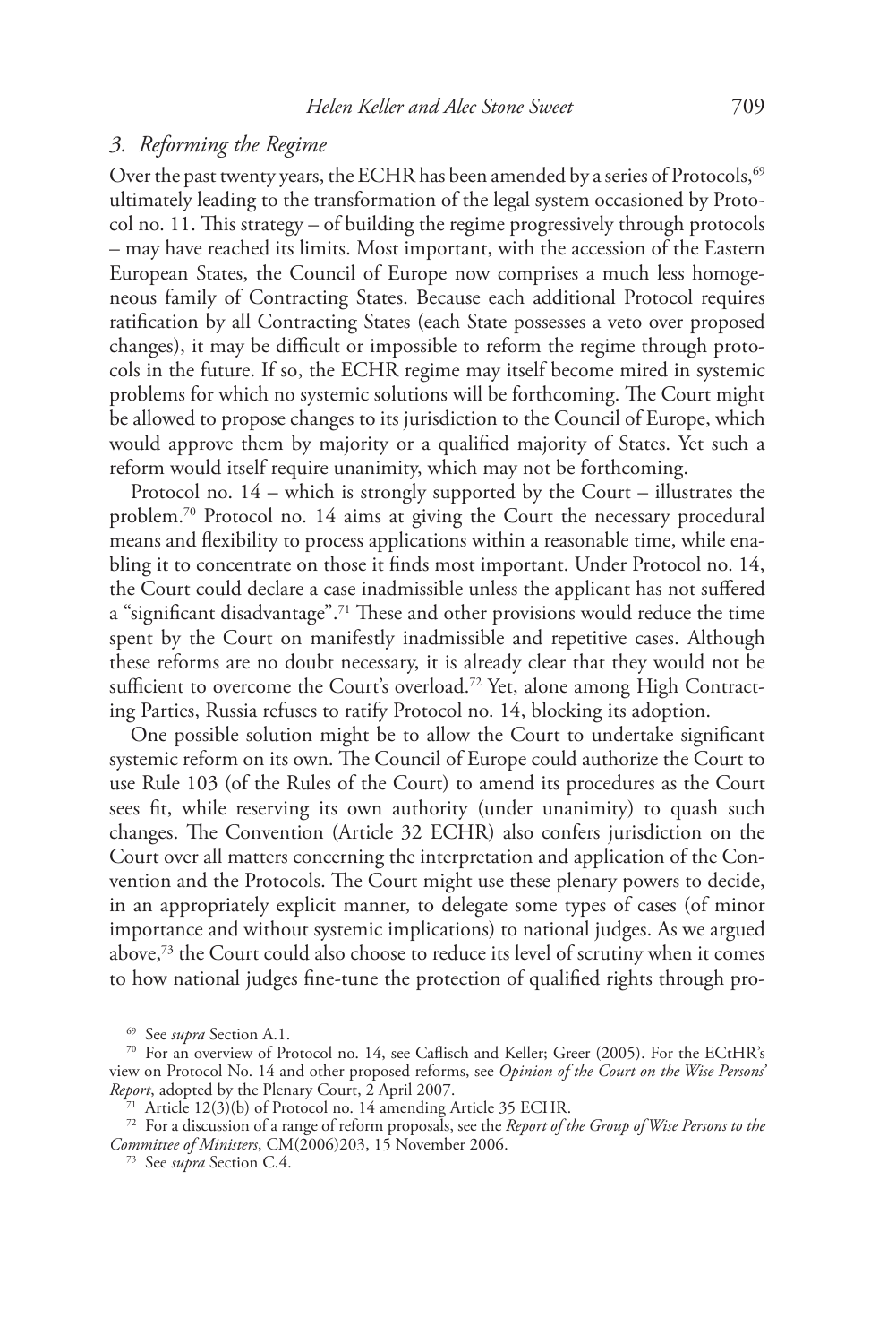### *3. Reforming the Regime*

Over the past twenty years, the ECHR has been amended by a series of Protocols,[69] ultimately leading to the transformation of the legal system occasioned by Protocol no. 11. This strategy – of building the regime progressively through protocols – may have reached its limits. Most important, with the accession of the Eastern European States, the Council of Europe now comprises a much less homogeneous family of Contracting States. Because each additional Protocol requires ratification by all Contracting States (each State possesses a veto over proposed changes), it may be difficult or impossible to reform the regime through protocols in the future. If so, the ECHR regime may itself become mired in systemic problems for which no systemic solutions will be forthcoming. The Court might be allowed to propose changes to its jurisdiction to the Council of Europe, which would approve them by majority or a qualified majority of States. Yet such a reform would itself require unanimity, which may not be forthcoming.

Protocol no. 14 – which is strongly supported by the Court – illustrates the problem.[70] Protocol no. 14 aims at giving the Court the necessary procedural means and flexibility to process applications within a reasonable time, while enabling it to concentrate on those it finds most important. Under Protocol no. 14, the Court could declare a case inadmissible unless the applicant has not suffered a "significant disadvantage".[71] These and other provisions would reduce the time spent by the Court on manifestly inadmissible and repetitive cases. Although these reforms are no doubt necessary, it is already clear that they would not be sufficient to overcome the Court's overload.[72] Yet, alone among High Contracting Parties, Russia refuses to ratify Protocol no. 14, blocking its adoption.

One possible solution might be to allow the Court to undertake significant systemic reform on its own. The Council of Europe could authorize the Court to use Rule 103 (of the Rules of the Court) to amend its procedures as the Court sees fit, while reserving its own authority (under unanimity) to quash such changes. The Convention (Article 32 ECHR) also confers jurisdiction on the Court over all matters concerning the interpretation and application of the Convention and the Protocols. The Court might use these plenary powers to decide, in an appropriately explicit manner, to delegate some types of cases (of minor importance and without systemic implications) to national judges. As we argued above,[73] the Court could also choose to reduce its level of scrutiny when it comes to how national judges fine-tune the protection of qualified rights through pro-

---

[69] See *supra* Section A.1.

[70] For an overview of Protocol no. 14, see Caflisch and Keller; Greer (2005). For the ECtHR's view on Protocol No. 14 and other proposed reforms, see *Opinion of the Court on the Wise Persons' Report*, adopted by the Plenary Court, 2 April 2007.

[71] Article 12(3)(b) of Protocol no. 14 amending Article 35 ECHR.

[72] For a discussion of a range of reform proposals, see the *Report of the Group of Wise Persons to the Committee of Ministers*, CM(2006)203, 15 November 2006.

[73] See *supra* Section C.4.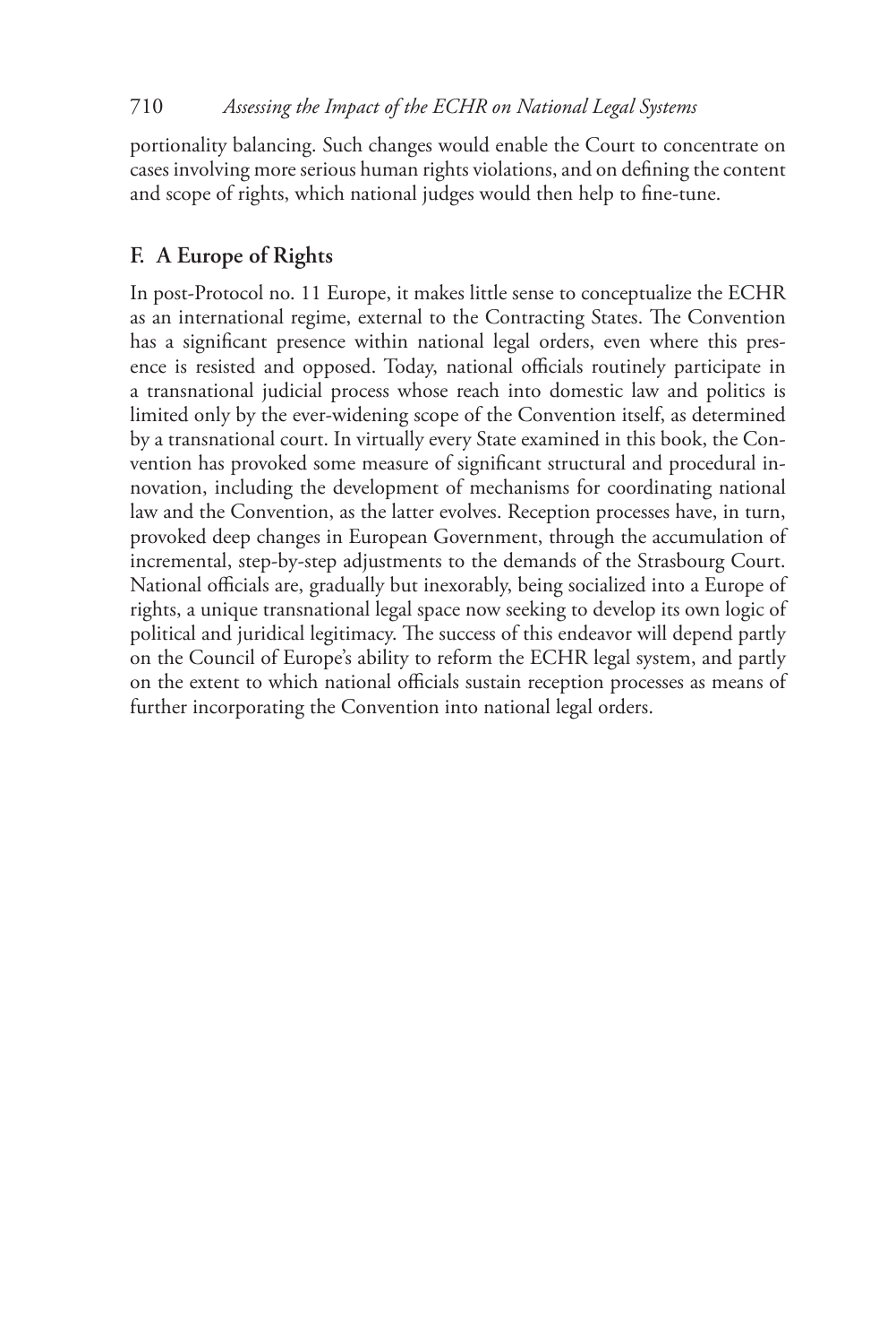portionality balancing. Such changes would enable the Court to concentrate on cases involving more serious human rights violations, and on defining the content and scope of rights, which national judges would then help to fine-tune.

## F. A Europe of Rights

In post-Protocol no. 11 Europe, it makes little sense to conceptualize the ECHR as an international regime, external to the Contracting States. The Convention has a significant presence within national legal orders, even where this presence is resisted and opposed. Today, national officials routinely participate in a transnational judicial process whose reach into domestic law and politics is limited only by the ever-widening scope of the Convention itself, as determined by a transnational court. In virtually every State examined in this book, the Convention has provoked some measure of significant structural and procedural innovation, including the development of mechanisms for coordinating national law and the Convention, as the latter evolves. Reception processes have, in turn, provoked deep changes in European Government, through the accumulation of incremental, step-by-step adjustments to the demands of the Strasbourg Court. National officials are, gradually but inexorably, being socialized into a Europe of rights, a unique transnational legal space now seeking to develop its own logic of political and juridical legitimacy. The success of this endeavor will depend partly on the Council of Europe's ability to reform the ECHR legal system, and partly on the extent to which national officials sustain reception processes as means of further incorporating the Convention into national legal orders.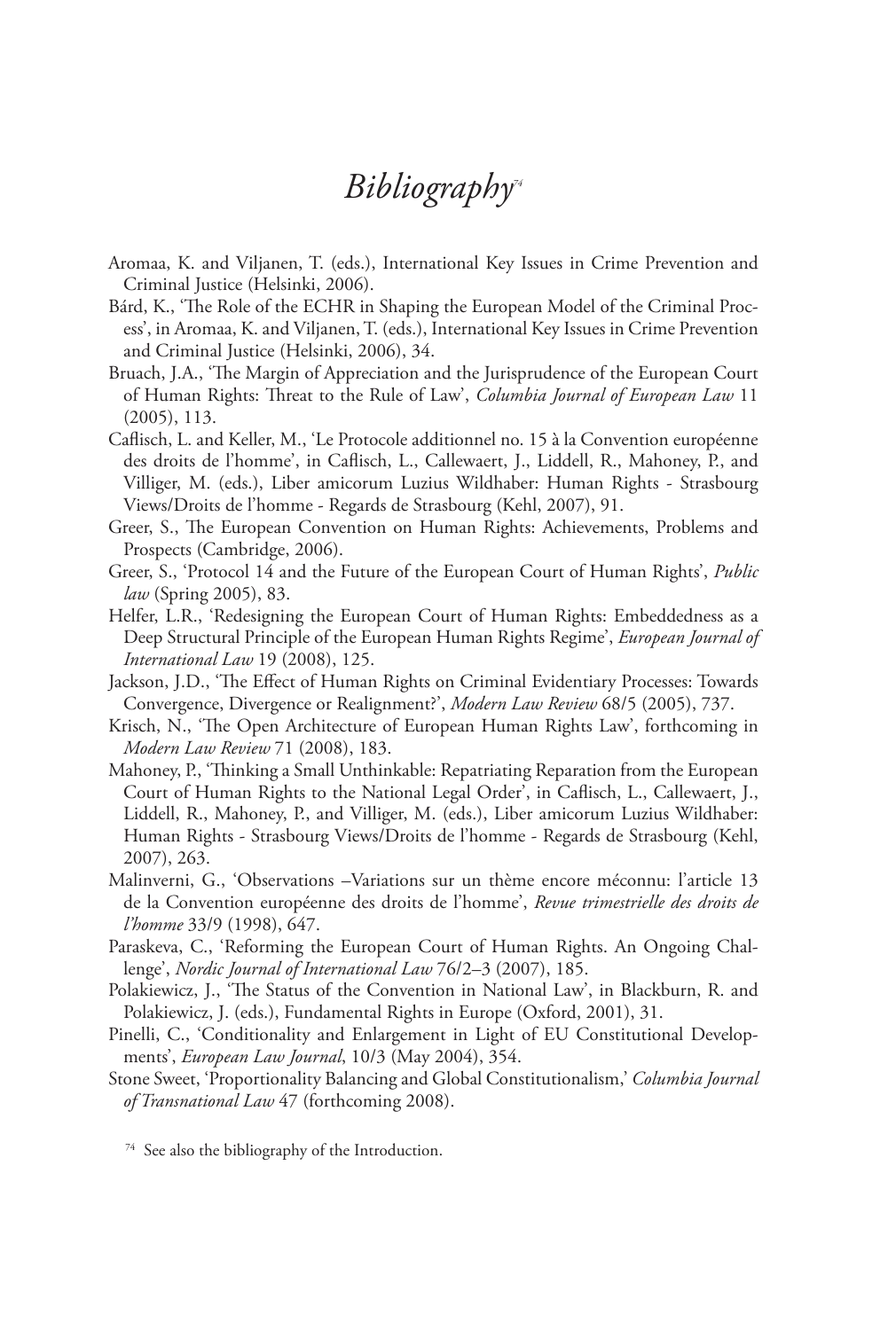# *Bibliography*[74]

Aromaa, K. and Viljanen, T. (eds.), International Key Issues in Crime Prevention and Criminal Justice (Helsinki, 2006).

Bárd, K., 'The Role of the ECHR in Shaping the European Model of the Criminal Process', in Aromaa, K. and Viljanen, T. (eds.), International Key Issues in Crime Prevention and Criminal Justice (Helsinki, 2006), 34.

Bruach, J.A., 'The Margin of Appreciation and the Jurisprudence of the European Court of Human Rights: Threat to the Rule of Law', *Columbia Journal of European Law* 11 (2005), 113.

Caflisch, L. and Keller, M., 'Le Protocole additionnel no. 15 à la Convention européenne des droits de l'homme', in Caflisch, L., Callewaert, J., Liddell, R., Mahoney, P., and Villiger, M. (eds.), Liber amicorum Luzius Wildhaber: Human Rights - Strasbourg Views/Droits de l'homme - Regards de Strasbourg (Kehl, 2007), 91.

Greer, S., The European Convention on Human Rights: Achievements, Problems and Prospects (Cambridge, 2006).

Greer, S., 'Protocol 14 and the Future of the European Court of Human Rights', *Public law* (Spring 2005), 83.

Helfer, L.R., 'Redesigning the European Court of Human Rights: Embeddedness as a Deep Structural Principle of the European Human Rights Regime', *European Journal of International Law* 19 (2008), 125.

Jackson, J.D., 'The Effect of Human Rights on Criminal Evidentiary Processes: Towards Convergence, Divergence or Realignment?', *Modern Law Review* 68/5 (2005), 737.

Krisch, N., 'The Open Architecture of European Human Rights Law', forthcoming in *Modern Law Review* 71 (2008), 183.

Mahoney, P., 'Thinking a Small Unthinkable: Repatriating Reparation from the European Court of Human Rights to the National Legal Order', in Caflisch, L., Callewaert, J., Liddell, R., Mahoney, P., and Villiger, M. (eds.), Liber amicorum Luzius Wildhaber: Human Rights - Strasbourg Views/Droits de l'homme - Regards de Strasbourg (Kehl, 2007), 263.

Malinverni, G., 'Observations –Variations sur un thème encore méconnu: l'article 13 de la Convention européenne des droits de l'homme', *Revue trimestrielle des droits de l'homme* 33/9 (1998), 647.

Paraskeva, C., 'Reforming the European Court of Human Rights. An Ongoing Challenge', *Nordic Journal of International Law* 76/2–3 (2007), 185.

Polakiewicz, J., 'The Status of the Convention in National Law', in Blackburn, R. and Polakiewicz, J. (eds.), Fundamental Rights in Europe (Oxford, 2001), 31.

Pinelli, C., 'Conditionality and Enlargement in Light of EU Constitutional Developments', *European Law Journal*, 10/3 (May 2004), 354.

Stone Sweet, 'Proportionality Balancing and Global Constitutionalism,' *Columbia Journal of Transnational Law* 47 (forthcoming 2008).

[74] See also the bibliography of the Introduction.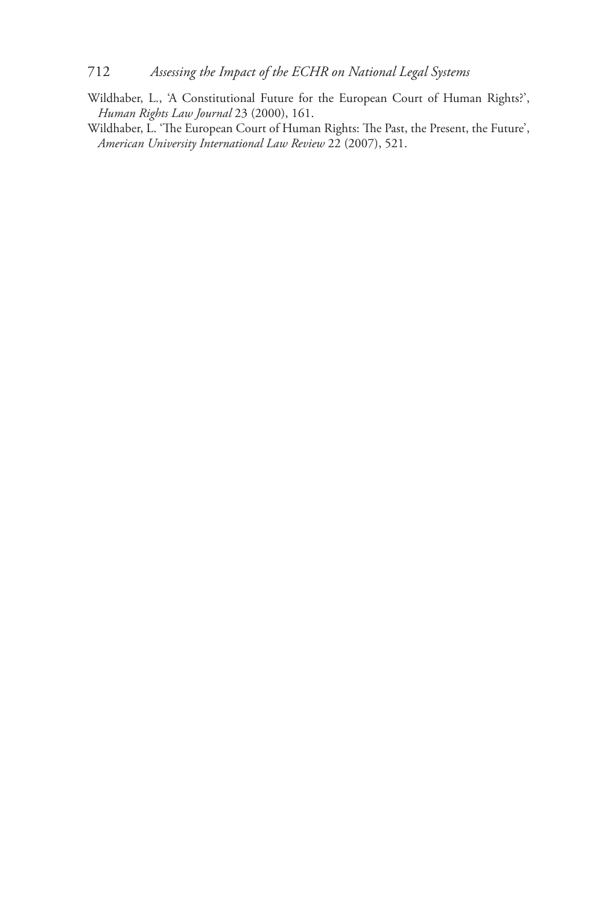Wildhaber, L., 'A Constitutional Future for the European Court of Human Rights?', *Human Rights Law Journal* 23 (2000), 161.

Wildhaber, L. 'The European Court of Human Rights: The Past, the Present, the Future', *American University International Law Review* 22 (2007), 521.